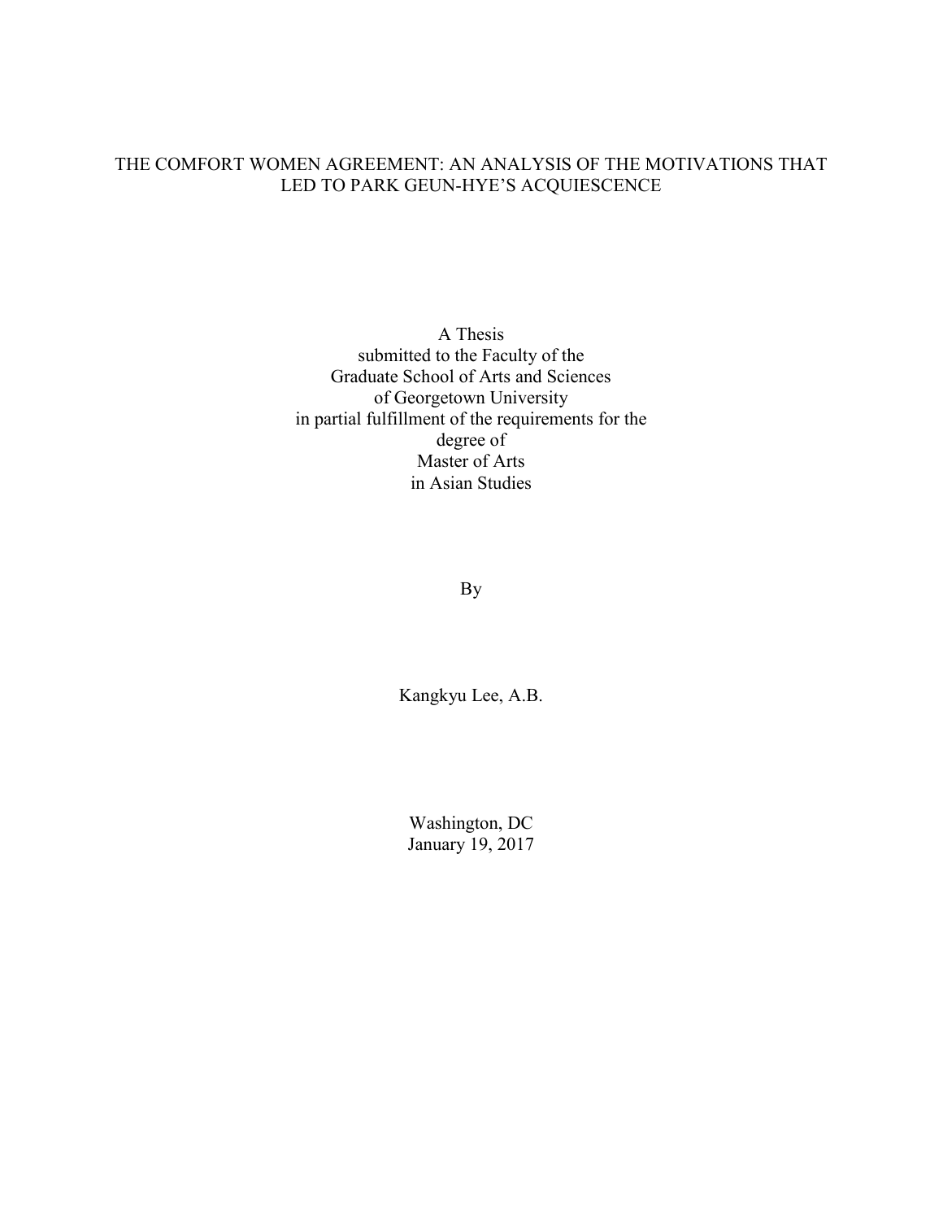# THE COMFORT WOMEN AGREEMENT: AN ANALYSIS OF THE MOTIVATIONS THAT LED TO PARK GEUN-HYE'S ACQUIESCENCE

A Thesis
submitted to the Faculty of the
Graduate School of Arts and Sciences
of Georgetown University
in partial fulfillment of the requirements for the
degree of
Master of Arts
in Asian Studies

By

Kangkyu Lee, A.B.

Washington, DC
January 19, 2017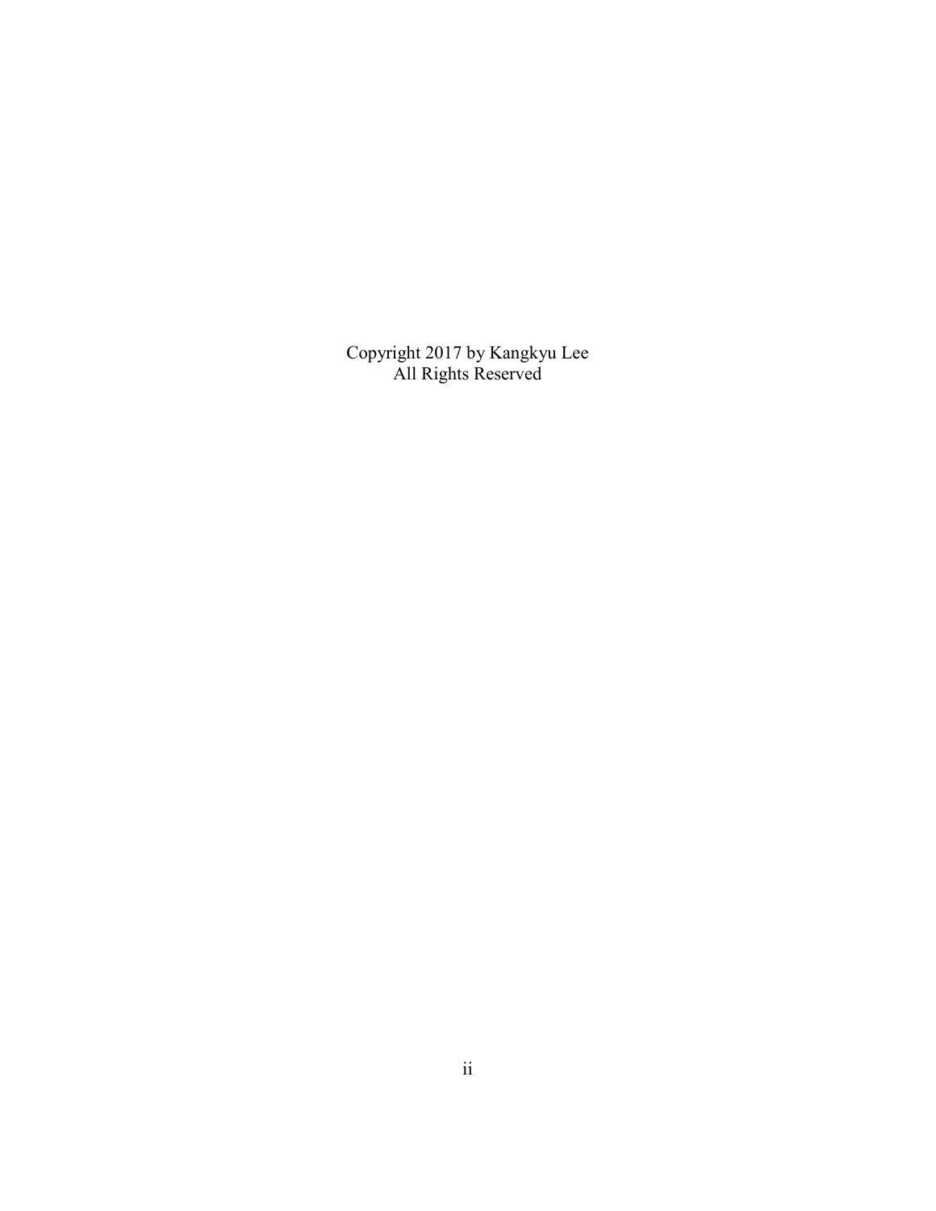Copyright 2017 by Kangkyu Lee
All Rights Reserved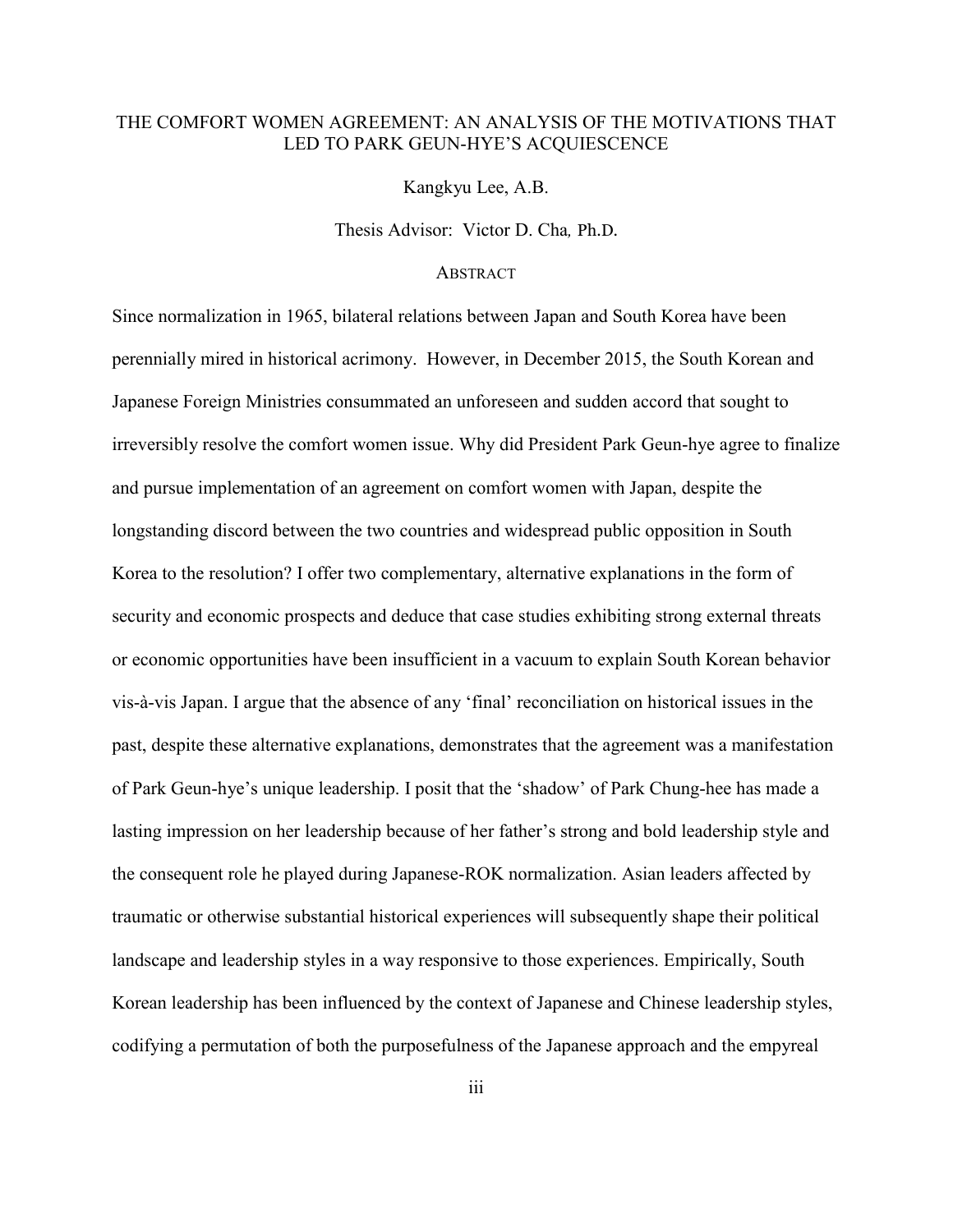# THE COMFORT WOMEN AGREEMENT: AN ANALYSIS OF THE MOTIVATIONS THAT LED TO PARK GEUN-HYE'S ACQUIESCENCE

Kangkyu Lee, A.B.

Thesis Advisor: Victor D. Cha*,* Ph.D.

## ABSTRACT

Since normalization in 1965, bilateral relations between Japan and South Korea have been perennially mired in historical acrimony. However, in December 2015, the South Korean and Japanese Foreign Ministries consummated an unforeseen and sudden accord that sought to irreversibly resolve the comfort women issue. Why did President Park Geun-hye agree to finalize and pursue implementation of an agreement on comfort women with Japan, despite the longstanding discord between the two countries and widespread public opposition in South Korea to the resolution? I offer two complementary, alternative explanations in the form of security and economic prospects and deduce that case studies exhibiting strong external threats or economic opportunities have been insufficient in a vacuum to explain South Korean behavior vis-à-vis Japan. I argue that the absence of any 'final' reconciliation on historical issues in the past, despite these alternative explanations, demonstrates that the agreement was a manifestation of Park Geun-hye's unique leadership. I posit that the 'shadow' of Park Chung-hee has made a lasting impression on her leadership because of her father's strong and bold leadership style and the consequent role he played during Japanese-ROK normalization. Asian leaders affected by traumatic or otherwise substantial historical experiences will subsequently shape their political landscape and leadership styles in a way responsive to those experiences. Empirically, South Korean leadership has been influenced by the context of Japanese and Chinese leadership styles, codifying a permutation of both the purposefulness of the Japanese approach and the empyreal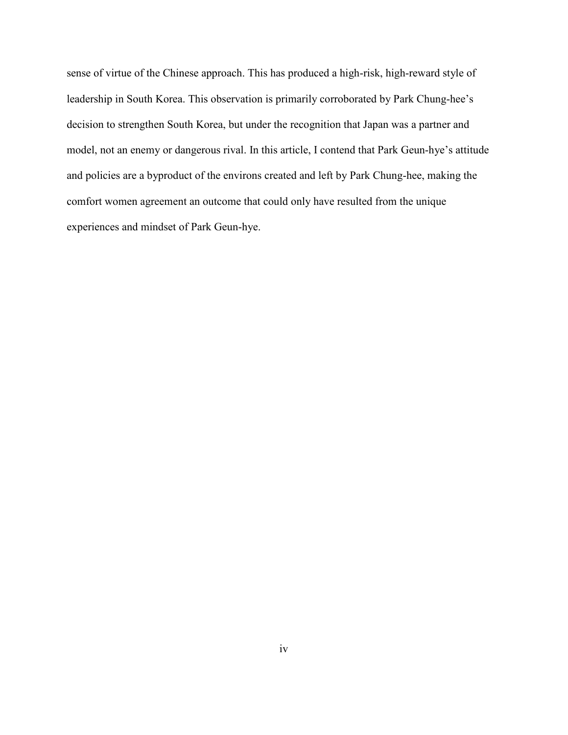sense of virtue of the Chinese approach. This has produced a high-risk, high-reward style of leadership in South Korea. This observation is primarily corroborated by Park Chung-hee's decision to strengthen South Korea, but under the recognition that Japan was a partner and model, not an enemy or dangerous rival. In this article, I contend that Park Geun-hye's attitude and policies are a byproduct of the environs created and left by Park Chung-hee, making the comfort women agreement an outcome that could only have resulted from the unique experiences and mindset of Park Geun-hye.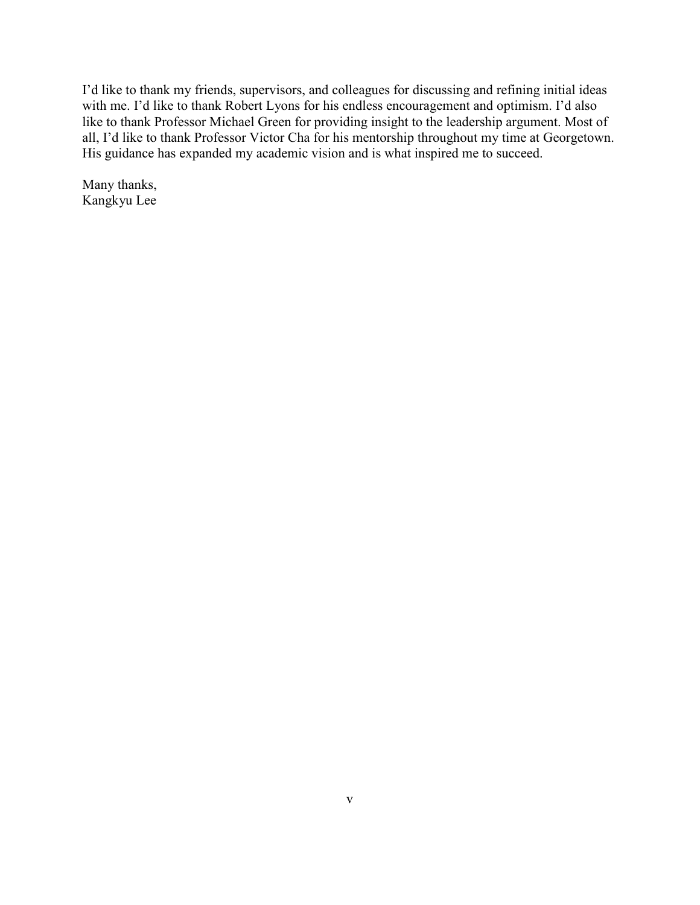I'd like to thank my friends, supervisors, and colleagues for discussing and refining initial ideas with me. I'd like to thank Robert Lyons for his endless encouragement and optimism. I'd also like to thank Professor Michael Green for providing insight to the leadership argument. Most of all, I'd like to thank Professor Victor Cha for his mentorship throughout my time at Georgetown. His guidance has expanded my academic vision and is what inspired me to succeed.

Many thanks,  
Kangkyu Lee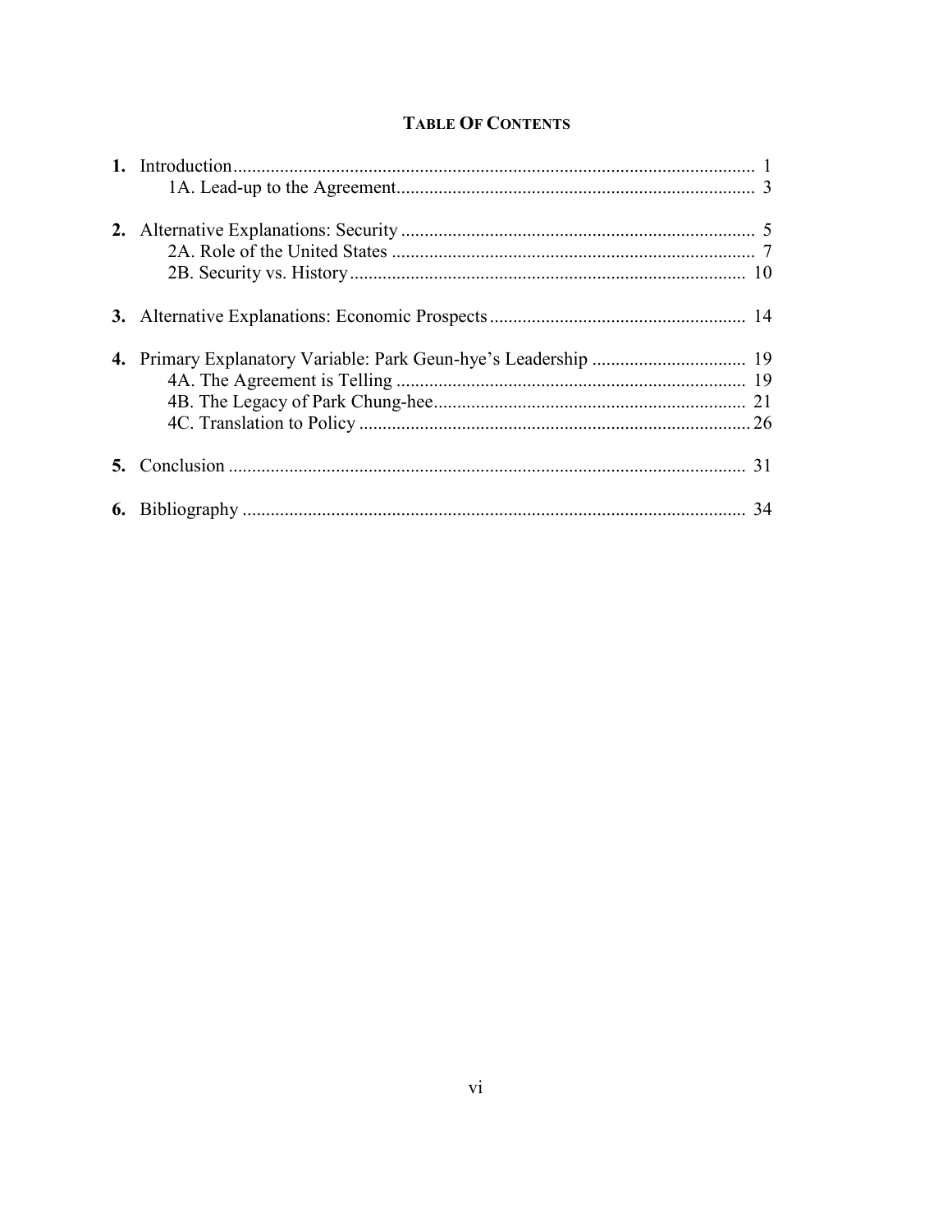# TABLE OF CONTENTS

**1.** Introduction ... 1
- 1A. Lead-up to the Agreement ... 3

**2.** Alternative Explanations: Security ... 5
- 2A. Role of the United States ... 7
- 2B. Security vs. History ... 10

**3.** Alternative Explanations: Economic Prospects ... 14

**4.** Primary Explanatory Variable: Park Geun-hye's Leadership ... 19
- 4A. The Agreement is Telling ... 19
- 4B. The Legacy of Park Chung-hee ... 21
- 4C. Translation to Policy ... 26

**5.** Conclusion ... 31

**6.** Bibliography ... 34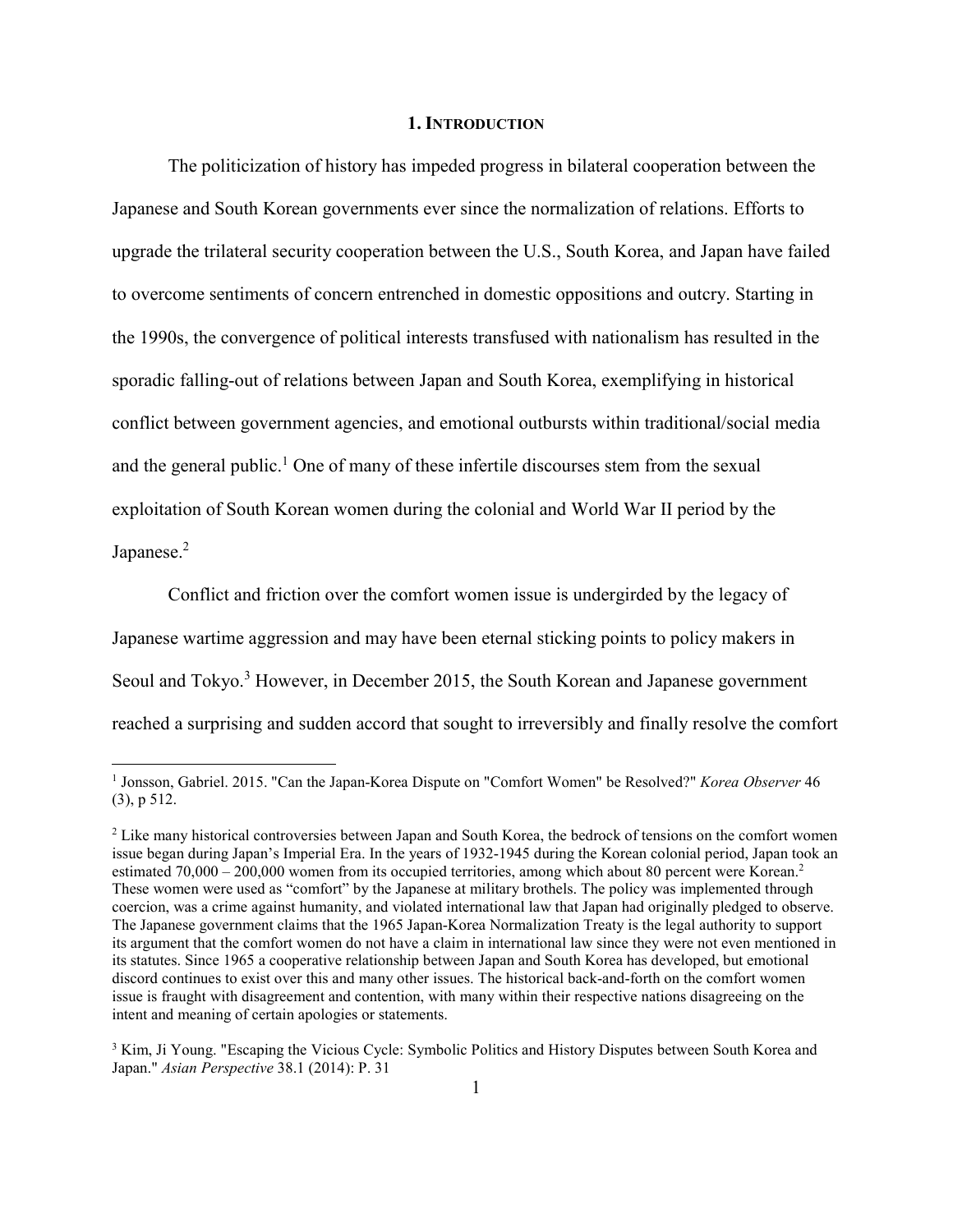## 1. INTRODUCTION

The politicization of history has impeded progress in bilateral cooperation between the Japanese and South Korean governments ever since the normalization of relations. Efforts to upgrade the trilateral security cooperation between the U.S., South Korea, and Japan have failed to overcome sentiments of concern entrenched in domestic oppositions and outcry. Starting in the 1990s, the convergence of political interests transfused with nationalism has resulted in the sporadic falling-out of relations between Japan and South Korea, exemplifying in historical conflict between government agencies, and emotional outbursts within traditional/social media and the general public.[1] One of many of these infertile discourses stem from the sexual exploitation of South Korean women during the colonial and World War II period by the Japanese.[2]

Conflict and friction over the comfort women issue is undergirded by the legacy of Japanese wartime aggression and may have been eternal sticking points to policy makers in Seoul and Tokyo.[3] However, in December 2015, the South Korean and Japanese government reached a surprising and sudden accord that sought to irreversibly and finally resolve the comfort

---

[1] Jonsson, Gabriel. 2015. "Can the Japan-Korea Dispute on "Comfort Women" be Resolved?" *Korea Observer* 46 (3), p 512.

[2] Like many historical controversies between Japan and South Korea, the bedrock of tensions on the comfort women issue began during Japan's Imperial Era. In the years of 1932-1945 during the Korean colonial period, Japan took an estimated 70,000 – 200,000 women from its occupied territories, among which about 80 percent were Korean.[2] These women were used as "comfort" by the Japanese at military brothels. The policy was implemented through coercion, was a crime against humanity, and violated international law that Japan had originally pledged to observe. The Japanese government claims that the 1965 Japan-Korea Normalization Treaty is the legal authority to support its argument that the comfort women do not have a claim in international law since they were not even mentioned in its statutes. Since 1965 a cooperative relationship between Japan and South Korea has developed, but emotional discord continues to exist over this and many other issues. The historical back-and-forth on the comfort women issue is fraught with disagreement and contention, with many within their respective nations disagreeing on the intent and meaning of certain apologies or statements.

[3] Kim, Ji Young. "Escaping the Vicious Cycle: Symbolic Politics and History Disputes between South Korea and Japan." *Asian Perspective* 38.1 (2014): P. 31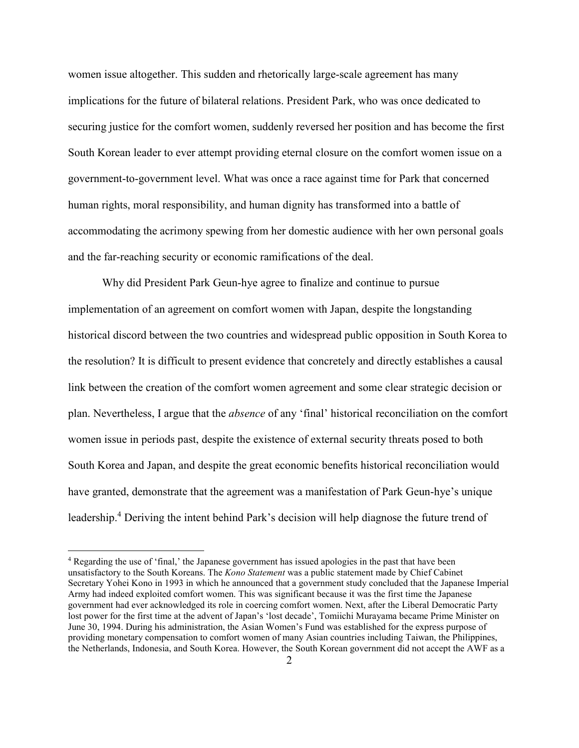women issue altogether. This sudden and rhetorically large-scale agreement has many implications for the future of bilateral relations. President Park, who was once dedicated to securing justice for the comfort women, suddenly reversed her position and has become the first South Korean leader to ever attempt providing eternal closure on the comfort women issue on a government-to-government level. What was once a race against time for Park that concerned human rights, moral responsibility, and human dignity has transformed into a battle of accommodating the acrimony spewing from her domestic audience with her own personal goals and the far-reaching security or economic ramifications of the deal.

Why did President Park Geun-hye agree to finalize and continue to pursue implementation of an agreement on comfort women with Japan, despite the longstanding historical discord between the two countries and widespread public opposition in South Korea to the resolution? It is difficult to present evidence that concretely and directly establishes a causal link between the creation of the comfort women agreement and some clear strategic decision or plan. Nevertheless, I argue that the *absence* of any 'final' historical reconciliation on the comfort women issue in periods past, despite the existence of external security threats posed to both South Korea and Japan, and despite the great economic benefits historical reconciliation would have granted, demonstrate that the agreement was a manifestation of Park Geun-hye's unique leadership.[4] Deriving the intent behind Park's decision will help diagnose the future trend of

[4] Regarding the use of 'final,' the Japanese government has issued apologies in the past that have been unsatisfactory to the South Koreans. The *Kono Statement* was a public statement made by Chief Cabinet Secretary Yohei Kono in 1993 in which he announced that a government study concluded that the Japanese Imperial Army had indeed exploited comfort women. This was significant because it was the first time the Japanese government had ever acknowledged its role in coercing comfort women. Next, after the Liberal Democratic Party lost power for the first time at the advent of Japan's 'lost decade', Tomiichi Murayama became Prime Minister on June 30, 1994. During his administration, the Asian Women's Fund was established for the express purpose of providing monetary compensation to comfort women of many Asian countries including Taiwan, the Philippines, the Netherlands, Indonesia, and South Korea. However, the South Korean government did not accept the AWF as a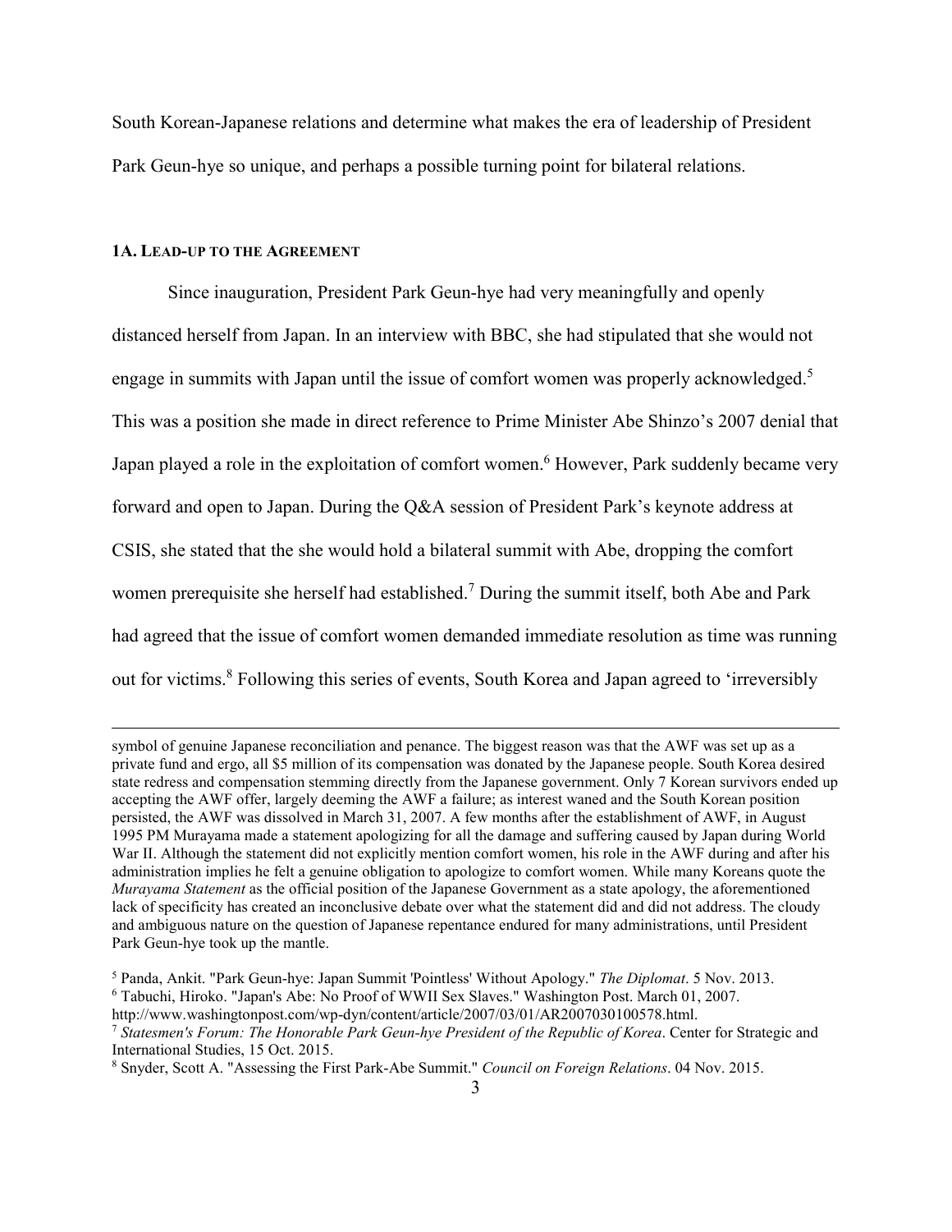South Korean-Japanese relations and determine what makes the era of leadership of President Park Geun-hye so unique, and perhaps a possible turning point for bilateral relations.

### 1A. Lead-up to the Agreement

Since inauguration, President Park Geun-hye had very meaningfully and openly distanced herself from Japan. In an interview with BBC, she had stipulated that she would not engage in summits with Japan until the issue of comfort women was properly acknowledged.[5] This was a position she made in direct reference to Prime Minister Abe Shinzo's 2007 denial that Japan played a role in the exploitation of comfort women.[6] However, Park suddenly became very forward and open to Japan. During the Q&A session of President Park's keynote address at CSIS, she stated that the she would hold a bilateral summit with Abe, dropping the comfort women prerequisite she herself had established.[7] During the summit itself, both Abe and Park had agreed that the issue of comfort women demanded immediate resolution as time was running out for victims.[8] Following this series of events, South Korea and Japan agreed to 'irreversibly

---

symbol of genuine Japanese reconciliation and penance. The biggest reason was that the AWF was set up as a private fund and ergo, all $5 million of its compensation was donated by the Japanese people. South Korea desired state redress and compensation stemming directly from the Japanese government. Only 7 Korean survivors ended up accepting the AWF offer, largely deeming the AWF a failure; as interest waned and the South Korean position persisted, the AWF was dissolved in March 31, 2007. A few months after the establishment of AWF, in August 1995 PM Murayama made a statement apologizing for all the damage and suffering caused by Japan during World War II. Although the statement did not explicitly mention comfort women, his role in the AWF during and after his administration implies he felt a genuine obligation to apologize to comfort women. While many Koreans quote the *Murayama Statement* as the official position of the Japanese Government as a state apology, the aforementioned lack of specificity has created an inconclusive debate over what the statement did and did not address. The cloudy and ambiguous nature on the question of Japanese repentance endured for many administrations, until President Park Geun-hye took up the mantle.

[5] Panda, Ankit. "Park Geun-hye: Japan Summit 'Pointless' Without Apology." *The Diplomat*. 5 Nov. 2013.

[6] Tabuchi, Hiroko. "Japan's Abe: No Proof of WWII Sex Slaves." Washington Post. March 01, 2007. http://www.washingtonpost.com/wp-dyn/content/article/2007/03/01/AR2007030100578.html.

[7] *Statesmen's Forum: The Honorable Park Geun-hye President of the Republic of Korea*. Center for Strategic and International Studies, 15 Oct. 2015.

[8] Snyder, Scott A. "Assessing the First Park-Abe Summit." *Council on Foreign Relations*. 04 Nov. 2015.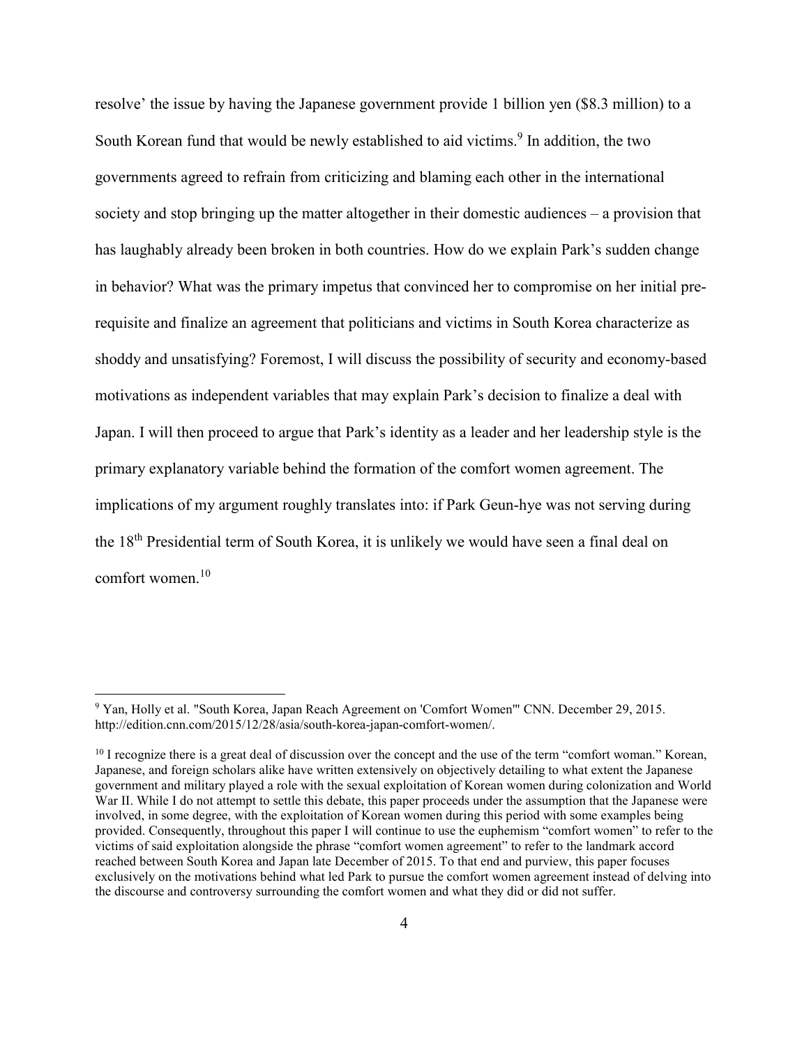resolve' the issue by having the Japanese government provide 1 billion yen ($8.3 million) to a South Korean fund that would be newly established to aid victims.[9] In addition, the two governments agreed to refrain from criticizing and blaming each other in the international society and stop bringing up the matter altogether in their domestic audiences – a provision that has laughably already been broken in both countries. How do we explain Park's sudden change in behavior? What was the primary impetus that convinced her to compromise on her initial pre-requisite and finalize an agreement that politicians and victims in South Korea characterize as shoddy and unsatisfying? Foremost, I will discuss the possibility of security and economy-based motivations as independent variables that may explain Park's decision to finalize a deal with Japan. I will then proceed to argue that Park's identity as a leader and her leadership style is the primary explanatory variable behind the formation of the comfort women agreement. The implications of my argument roughly translates into: if Park Geun-hye was not serving during the 18th Presidential term of South Korea, it is unlikely we would have seen a final deal on comfort women.[10]

---

[9] Yan, Holly et al. "South Korea, Japan Reach Agreement on 'Comfort Women'" CNN. December 29, 2015. http://edition.cnn.com/2015/12/28/asia/south-korea-japan-comfort-women/.

[10] I recognize there is a great deal of discussion over the concept and the use of the term "comfort woman." Korean, Japanese, and foreign scholars alike have written extensively on objectively detailing to what extent the Japanese government and military played a role with the sexual exploitation of Korean women during colonization and World War II. While I do not attempt to settle this debate, this paper proceeds under the assumption that the Japanese were involved, in some degree, with the exploitation of Korean women during this period with some examples being provided. Consequently, throughout this paper I will continue to use the euphemism "comfort women" to refer to the victims of said exploitation alongside the phrase "comfort women agreement" to refer to the landmark accord reached between South Korea and Japan late December of 2015. To that end and purview, this paper focuses exclusively on the motivations behind what led Park to pursue the comfort women agreement instead of delving into the discourse and controversy surrounding the comfort women and what they did or did not suffer.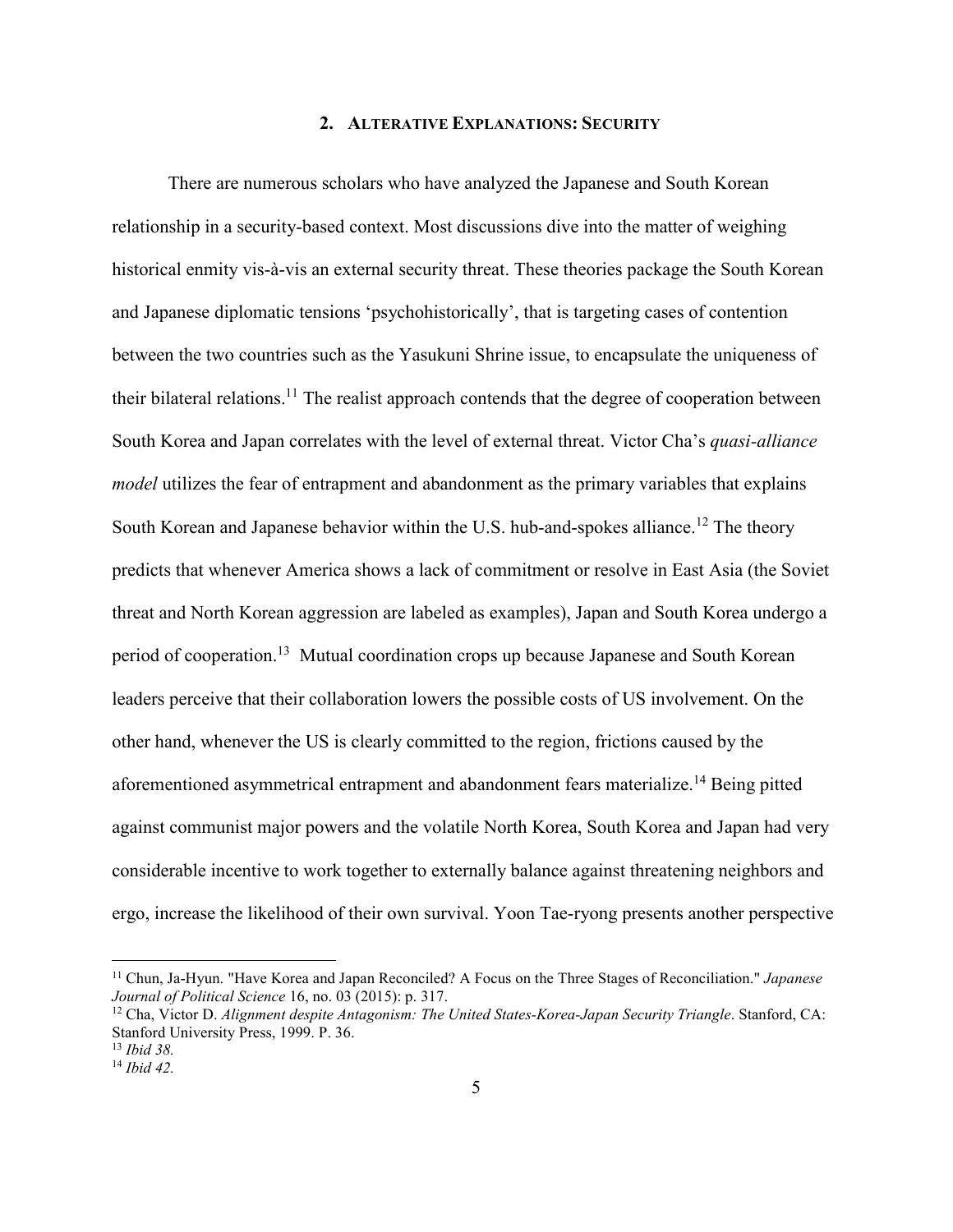## 2. ALTERATIVE EXPLANATIONS: SECURITY

There are numerous scholars who have analyzed the Japanese and South Korean relationship in a security-based context. Most discussions dive into the matter of weighing historical enmity vis-à-vis an external security threat. These theories package the South Korean and Japanese diplomatic tensions 'psychohistorically', that is targeting cases of contention between the two countries such as the Yasukuni Shrine issue, to encapsulate the uniqueness of their bilateral relations.[11] The realist approach contends that the degree of cooperation between South Korea and Japan correlates with the level of external threat. Victor Cha's *quasi-alliance model* utilizes the fear of entrapment and abandonment as the primary variables that explains South Korean and Japanese behavior within the U.S. hub-and-spokes alliance.[12] The theory predicts that whenever America shows a lack of commitment or resolve in East Asia (the Soviet threat and North Korean aggression are labeled as examples), Japan and South Korea undergo a period of cooperation.[13] Mutual coordination crops up because Japanese and South Korean leaders perceive that their collaboration lowers the possible costs of US involvement. On the other hand, whenever the US is clearly committed to the region, frictions caused by the aforementioned asymmetrical entrapment and abandonment fears materialize.[14] Being pitted against communist major powers and the volatile North Korea, South Korea and Japan had very considerable incentive to work together to externally balance against threatening neighbors and ergo, increase the likelihood of their own survival. Yoon Tae-ryong presents another perspective

---

[11] Chun, Ja-Hyun. "Have Korea and Japan Reconciled? A Focus on the Three Stages of Reconciliation." *Japanese Journal of Political Science* 16, no. 03 (2015): p. 317.

[12] Cha, Victor D. *Alignment despite Antagonism: The United States-Korea-Japan Security Triangle*. Stanford, CA: Stanford University Press, 1999. P. 36.

[13] *Ibid 38.*

[14] *Ibid 42.*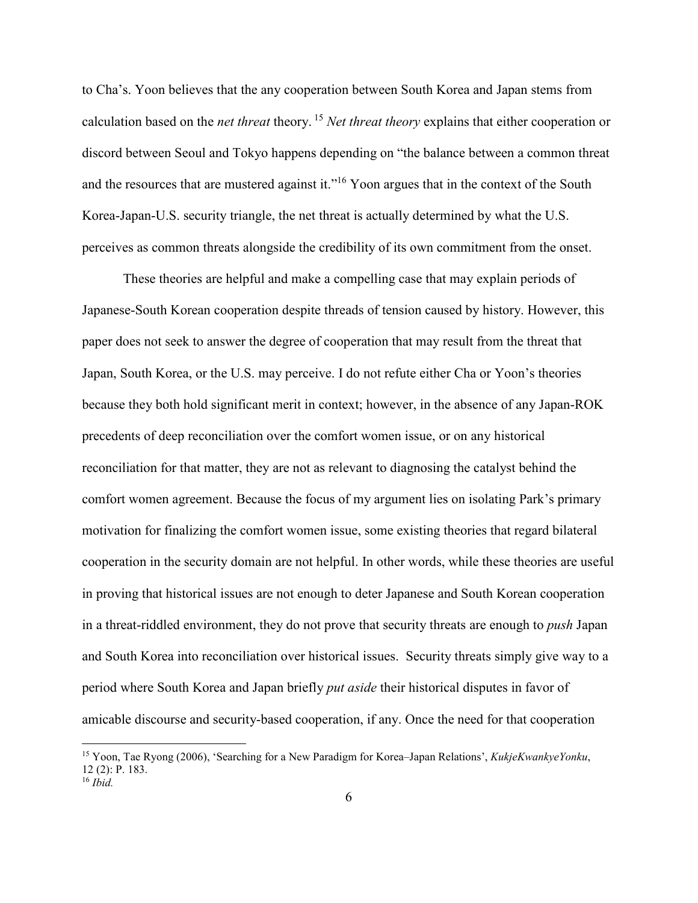to Cha's. Yoon believes that the any cooperation between South Korea and Japan stems from calculation based on the *net threat* theory.[15] *Net threat theory* explains that either cooperation or discord between Seoul and Tokyo happens depending on "the balance between a common threat and the resources that are mustered against it."[16] Yoon argues that in the context of the South Korea-Japan-U.S. security triangle, the net threat is actually determined by what the U.S. perceives as common threats alongside the credibility of its own commitment from the onset.

These theories are helpful and make a compelling case that may explain periods of Japanese-South Korean cooperation despite threads of tension caused by history. However, this paper does not seek to answer the degree of cooperation that may result from the threat that Japan, South Korea, or the U.S. may perceive. I do not refute either Cha or Yoon's theories because they both hold significant merit in context; however, in the absence of any Japan-ROK precedents of deep reconciliation over the comfort women issue, or on any historical reconciliation for that matter, they are not as relevant to diagnosing the catalyst behind the comfort women agreement. Because the focus of my argument lies on isolating Park's primary motivation for finalizing the comfort women issue, some existing theories that regard bilateral cooperation in the security domain are not helpful. In other words, while these theories are useful in proving that historical issues are not enough to deter Japanese and South Korean cooperation in a threat-riddled environment, they do not prove that security threats are enough to *push* Japan and South Korea into reconciliation over historical issues. Security threats simply give way to a period where South Korea and Japan briefly *put aside* their historical disputes in favor of amicable discourse and security-based cooperation, if any. Once the need for that cooperation

[15] Yoon, Tae Ryong (2006), 'Searching for a New Paradigm for Korea–Japan Relations', *KukjeKwankyeYonku*, 12 (2): P. 183.

[16] *Ibid.*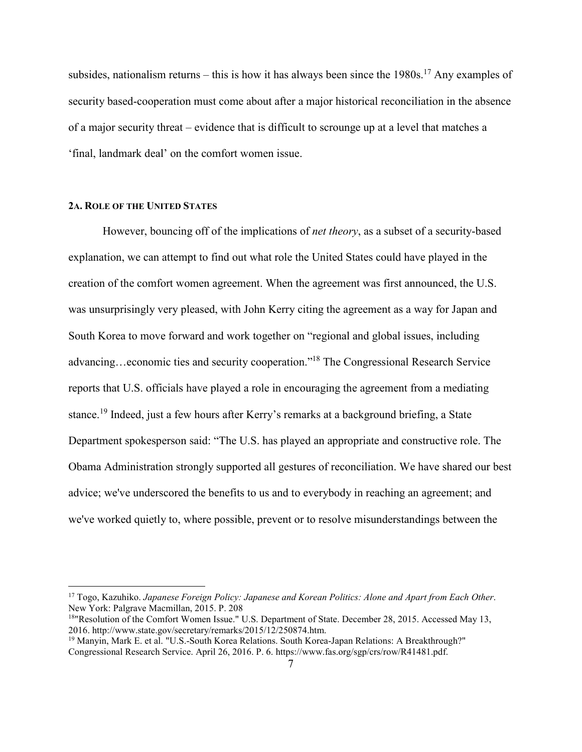subsides, nationalism returns – this is how it has always been since the 1980s.[17] Any examples of security based-cooperation must come about after a major historical reconciliation in the absence of a major security threat – evidence that is difficult to scrounge up at a level that matches a 'final, landmark deal' on the comfort women issue.

### 2A. ROLE OF THE UNITED STATES

However, bouncing off of the implications of *net theory*, as a subset of a security-based explanation, we can attempt to find out what role the United States could have played in the creation of the comfort women agreement. When the agreement was first announced, the U.S. was unsurprisingly very pleased, with John Kerry citing the agreement as a way for Japan and South Korea to move forward and work together on "regional and global issues, including advancing…economic ties and security cooperation."[18] The Congressional Research Service reports that U.S. officials have played a role in encouraging the agreement from a mediating stance.[19] Indeed, just a few hours after Kerry's remarks at a background briefing, a State Department spokesperson said: "The U.S. has played an appropriate and constructive role. The Obama Administration strongly supported all gestures of reconciliation. We have shared our best advice; we've underscored the benefits to us and to everybody in reaching an agreement; and we've worked quietly to, where possible, prevent or to resolve misunderstandings between the

---

[17] Togo, Kazuhiko. *Japanese Foreign Policy: Japanese and Korean Politics: Alone and Apart from Each Other*. New York: Palgrave Macmillan, 2015. P. 208

[18] "Resolution of the Comfort Women Issue." U.S. Department of State. December 28, 2015. Accessed May 13, 2016. http://www.state.gov/secretary/remarks/2015/12/250874.htm.

[19] Manyin, Mark E. et al. "U.S.-South Korea Relations. South Korea-Japan Relations: A Breakthrough?" Congressional Research Service. April 26, 2016. P. 6. https://www.fas.org/sgp/crs/row/R41481.pdf.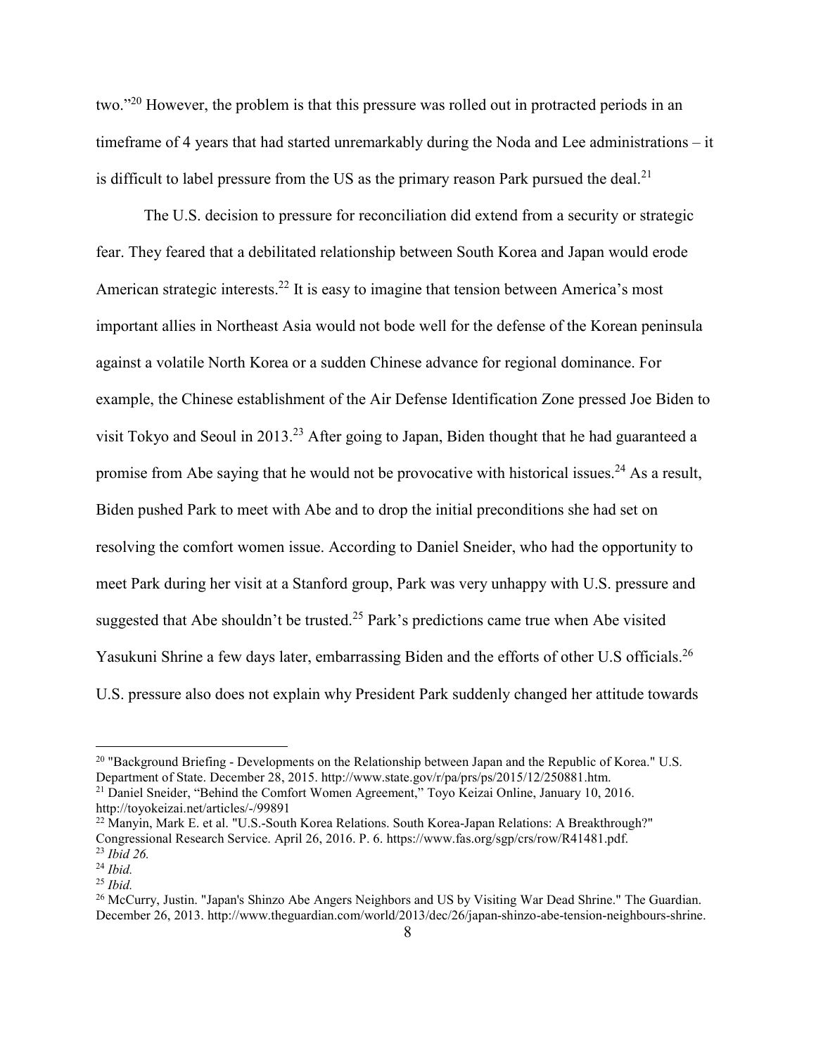two."[20] However, the problem is that this pressure was rolled out in protracted periods in an timeframe of 4 years that had started unremarkably during the Noda and Lee administrations – it is difficult to label pressure from the US as the primary reason Park pursued the deal.[21]

The U.S. decision to pressure for reconciliation did extend from a security or strategic fear. They feared that a debilitated relationship between South Korea and Japan would erode American strategic interests.[22] It is easy to imagine that tension between America's most important allies in Northeast Asia would not bode well for the defense of the Korean peninsula against a volatile North Korea or a sudden Chinese advance for regional dominance. For example, the Chinese establishment of the Air Defense Identification Zone pressed Joe Biden to visit Tokyo and Seoul in 2013.[23] After going to Japan, Biden thought that he had guaranteed a promise from Abe saying that he would not be provocative with historical issues.[24] As a result, Biden pushed Park to meet with Abe and to drop the initial preconditions she had set on resolving the comfort women issue. According to Daniel Sneider, who had the opportunity to meet Park during her visit at a Stanford group, Park was very unhappy with U.S. pressure and suggested that Abe shouldn't be trusted.[25] Park's predictions came true when Abe visited Yasukuni Shrine a few days later, embarrassing Biden and the efforts of other U.S officials.[26] U.S. pressure also does not explain why President Park suddenly changed her attitude towards

---

[20] "Background Briefing - Developments on the Relationship between Japan and the Republic of Korea." U.S. Department of State. December 28, 2015. http://www.state.gov/r/pa/prs/ps/2015/12/250881.htm.

[21] Daniel Sneider, "Behind the Comfort Women Agreement," Toyo Keizai Online, January 10, 2016. http://toyokeizai.net/articles/-/99891

[22] Manyin, Mark E. et al. "U.S.-South Korea Relations. South Korea-Japan Relations: A Breakthrough?" Congressional Research Service. April 26, 2016. P. 6. https://www.fas.org/sgp/crs/row/R41481.pdf.

[23] *Ibid 26.*

[24] *Ibid.*

[25] *Ibid.*

[26] McCurry, Justin. "Japan's Shinzo Abe Angers Neighbors and US by Visiting War Dead Shrine." The Guardian. December 26, 2013. http://www.theguardian.com/world/2013/dec/26/japan-shinzo-abe-tension-neighbours-shrine.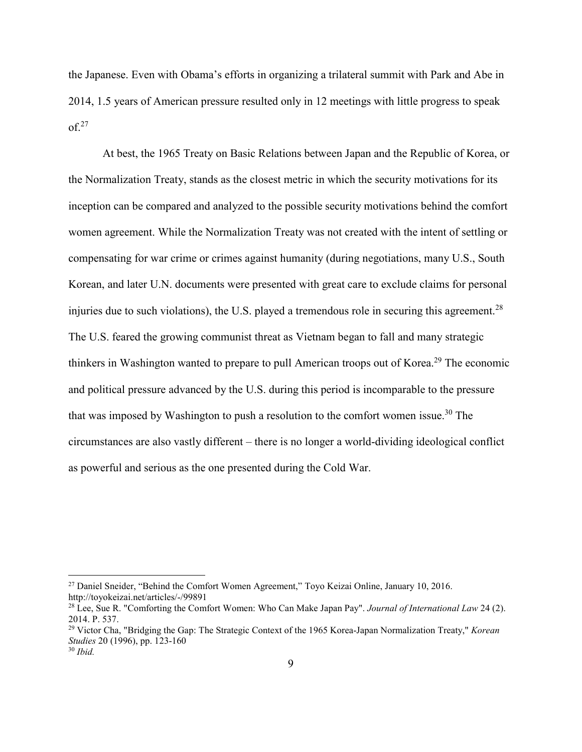the Japanese. Even with Obama's efforts in organizing a trilateral summit with Park and Abe in 2014, 1.5 years of American pressure resulted only in 12 meetings with little progress to speak of.[27]

At best, the 1965 Treaty on Basic Relations between Japan and the Republic of Korea, or the Normalization Treaty, stands as the closest metric in which the security motivations for its inception can be compared and analyzed to the possible security motivations behind the comfort women agreement. While the Normalization Treaty was not created with the intent of settling or compensating for war crime or crimes against humanity (during negotiations, many U.S., South Korean, and later U.N. documents were presented with great care to exclude claims for personal injuries due to such violations), the U.S. played a tremendous role in securing this agreement.[28] The U.S. feared the growing communist threat as Vietnam began to fall and many strategic thinkers in Washington wanted to prepare to pull American troops out of Korea.[29] The economic and political pressure advanced by the U.S. during this period is incomparable to the pressure that was imposed by Washington to push a resolution to the comfort women issue.[30] The circumstances are also vastly different – there is no longer a world-dividing ideological conflict as powerful and serious as the one presented during the Cold War.

---

[27] Daniel Sneider, "Behind the Comfort Women Agreement," Toyo Keizai Online, January 10, 2016. http://toyokeizai.net/articles/-/99891

[28] Lee, Sue R. "Comforting the Comfort Women: Who Can Make Japan Pay". *Journal of International Law* 24 (2). 2014. P. 537.

[29] Victor Cha, "Bridging the Gap: The Strategic Context of the 1965 Korea-Japan Normalization Treaty," *Korean Studies* 20 (1996), pp. 123-160

[30] *Ibid.*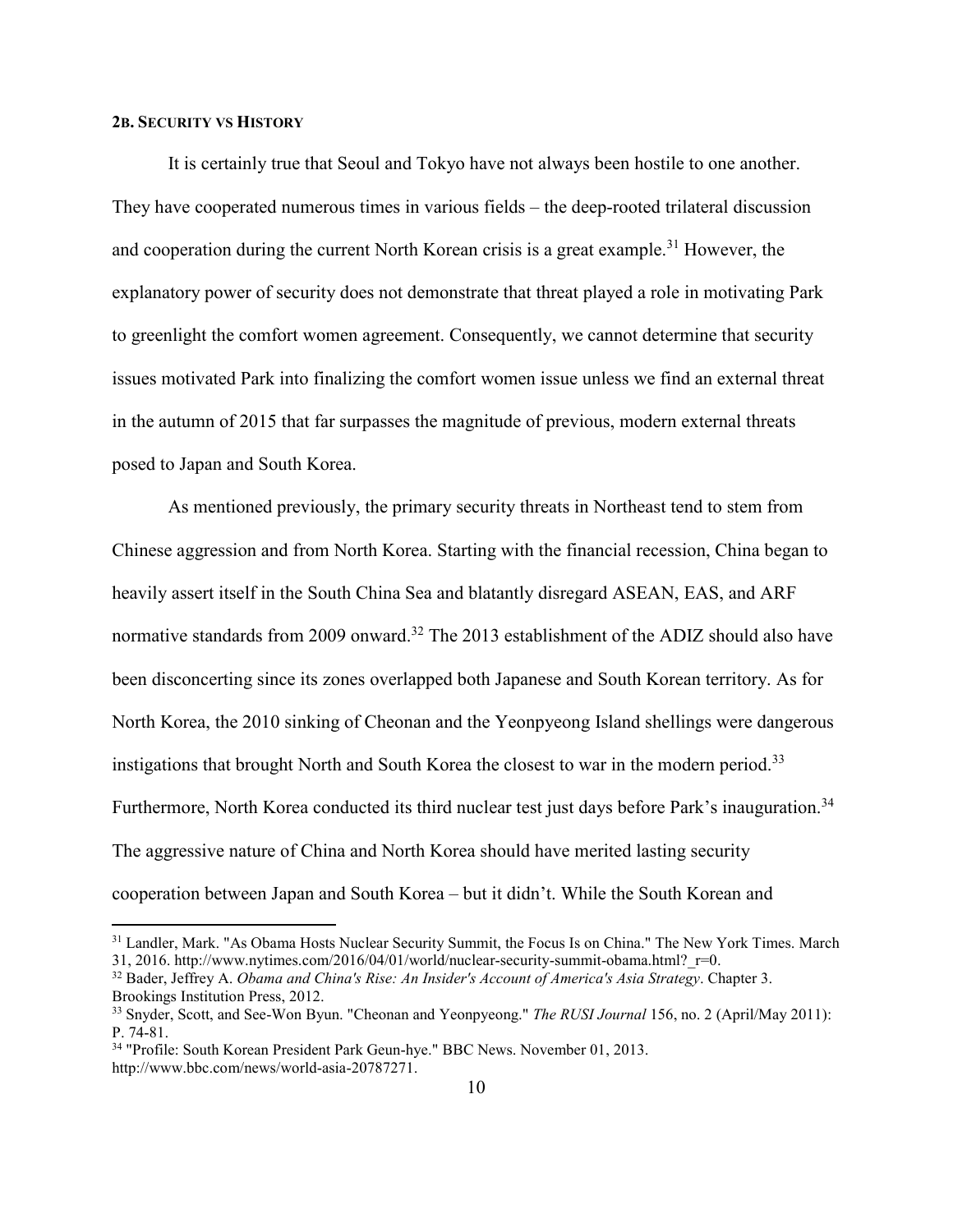#### 2B. Security vs History

It is certainly true that Seoul and Tokyo have not always been hostile to one another. They have cooperated numerous times in various fields – the deep-rooted trilateral discussion and cooperation during the current North Korean crisis is a great example.[31] However, the explanatory power of security does not demonstrate that threat played a role in motivating Park to greenlight the comfort women agreement. Consequently, we cannot determine that security issues motivated Park into finalizing the comfort women issue unless we find an external threat in the autumn of 2015 that far surpasses the magnitude of previous, modern external threats posed to Japan and South Korea.

As mentioned previously, the primary security threats in Northeast tend to stem from Chinese aggression and from North Korea. Starting with the financial recession, China began to heavily assert itself in the South China Sea and blatantly disregard ASEAN, EAS, and ARF normative standards from 2009 onward.[32] The 2013 establishment of the ADIZ should also have been disconcerting since its zones overlapped both Japanese and South Korean territory. As for North Korea, the 2010 sinking of Cheonan and the Yeonpyeong Island shellings were dangerous instigations that brought North and South Korea the closest to war in the modern period.[33] Furthermore, North Korea conducted its third nuclear test just days before Park's inauguration.[34] The aggressive nature of China and North Korea should have merited lasting security cooperation between Japan and South Korea – but it didn't. While the South Korean and

---

[31] Landler, Mark. "As Obama Hosts Nuclear Security Summit, the Focus Is on China." The New York Times. March 31, 2016. http://www.nytimes.com/2016/04/01/world/nuclear-security-summit-obama.html?_r=0.

[32] Bader, Jeffrey A. *Obama and China's Rise: An Insider's Account of America's Asia Strategy*. Chapter 3. Brookings Institution Press, 2012.

[33] Snyder, Scott, and See-Won Byun. "Cheonan and Yeonpyeong." *The RUSI Journal* 156, no. 2 (April/May 2011): P. 74-81.

[34] "Profile: South Korean President Park Geun-hye." BBC News. November 01, 2013. http://www.bbc.com/news/world-asia-20787271.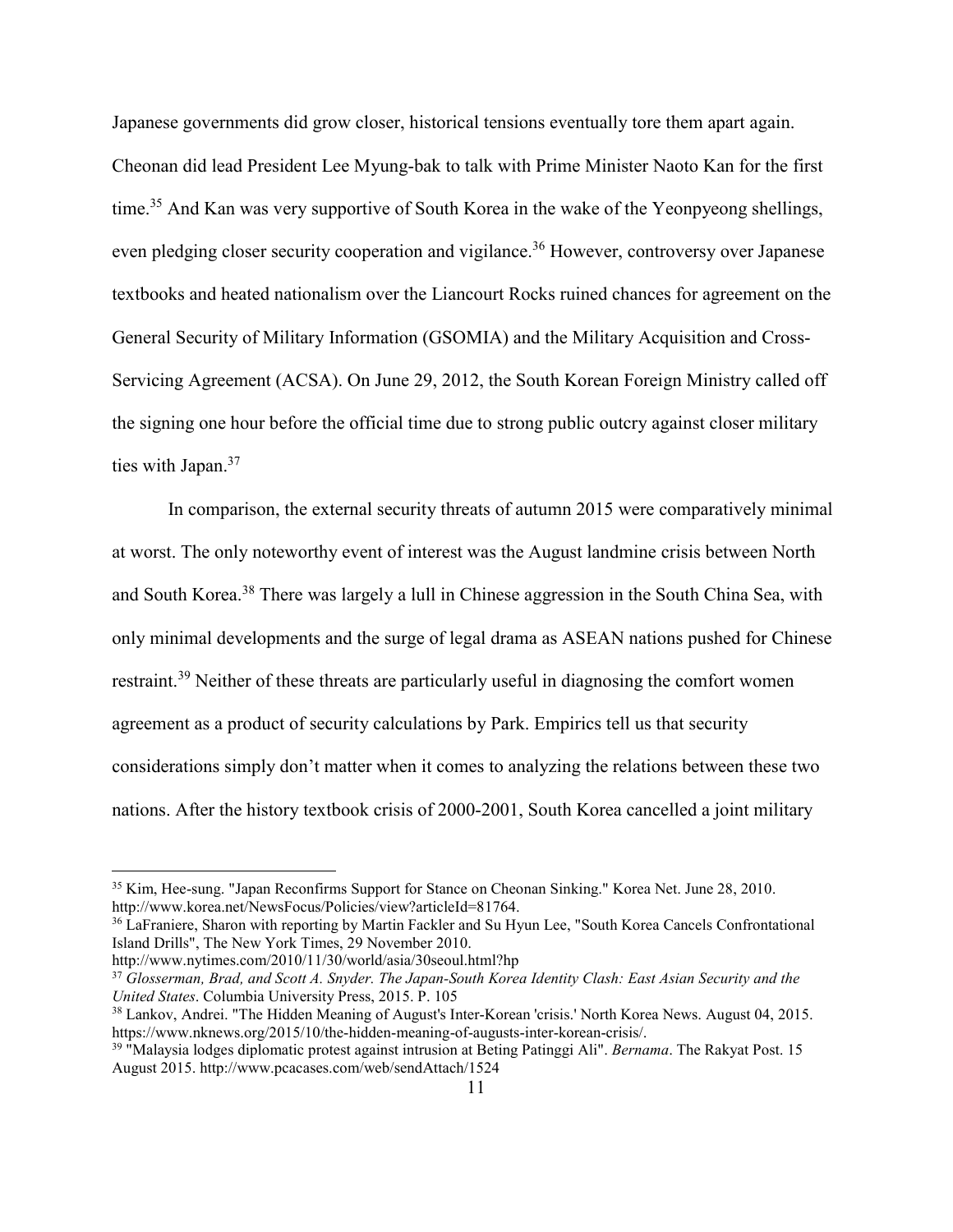Japanese governments did grow closer, historical tensions eventually tore them apart again. Cheonan did lead President Lee Myung-bak to talk with Prime Minister Naoto Kan for the first time.[35] And Kan was very supportive of South Korea in the wake of the Yeonpyeong shellings, even pledging closer security cooperation and vigilance.[36] However, controversy over Japanese textbooks and heated nationalism over the Liancourt Rocks ruined chances for agreement on the General Security of Military Information (GSOMIA) and the Military Acquisition and Cross-Servicing Agreement (ACSA). On June 29, 2012, the South Korean Foreign Ministry called off the signing one hour before the official time due to strong public outcry against closer military ties with Japan.[37]

In comparison, the external security threats of autumn 2015 were comparatively minimal at worst. The only noteworthy event of interest was the August landmine crisis between North and South Korea.[38] There was largely a lull in Chinese aggression in the South China Sea, with only minimal developments and the surge of legal drama as ASEAN nations pushed for Chinese restraint.[39] Neither of these threats are particularly useful in diagnosing the comfort women agreement as a product of security calculations by Park. Empirics tell us that security considerations simply don't matter when it comes to analyzing the relations between these two nations. After the history textbook crisis of 2000-2001, South Korea cancelled a joint military

---

[35] Kim, Hee-sung. "Japan Reconfirms Support for Stance on Cheonan Sinking." Korea Net. June 28, 2010. http://www.korea.net/NewsFocus/Policies/view?articleId=81764.

[36] LaFraniere, Sharon with reporting by Martin Fackler and Su Hyun Lee, "South Korea Cancels Confrontational Island Drills", The New York Times, 29 November 2010. http://www.nytimes.com/2010/11/30/world/asia/30seoul.html?hp

[37] *Glosserman, Brad, and Scott A. Snyder. The Japan-South Korea Identity Clash: East Asian Security and the United States*. Columbia University Press, 2015. P. 105

[38] Lankov, Andrei. "The Hidden Meaning of August's Inter-Korean 'crisis.' North Korea News. August 04, 2015. https://www.nknews.org/2015/10/the-hidden-meaning-of-augusts-inter-korean-crisis/.

[39] "Malaysia lodges diplomatic protest against intrusion at Beting Patinggi Ali". *Bernama*. The Rakyat Post. 15 August 2015. http://www.pcacases.com/web/sendAttach/1524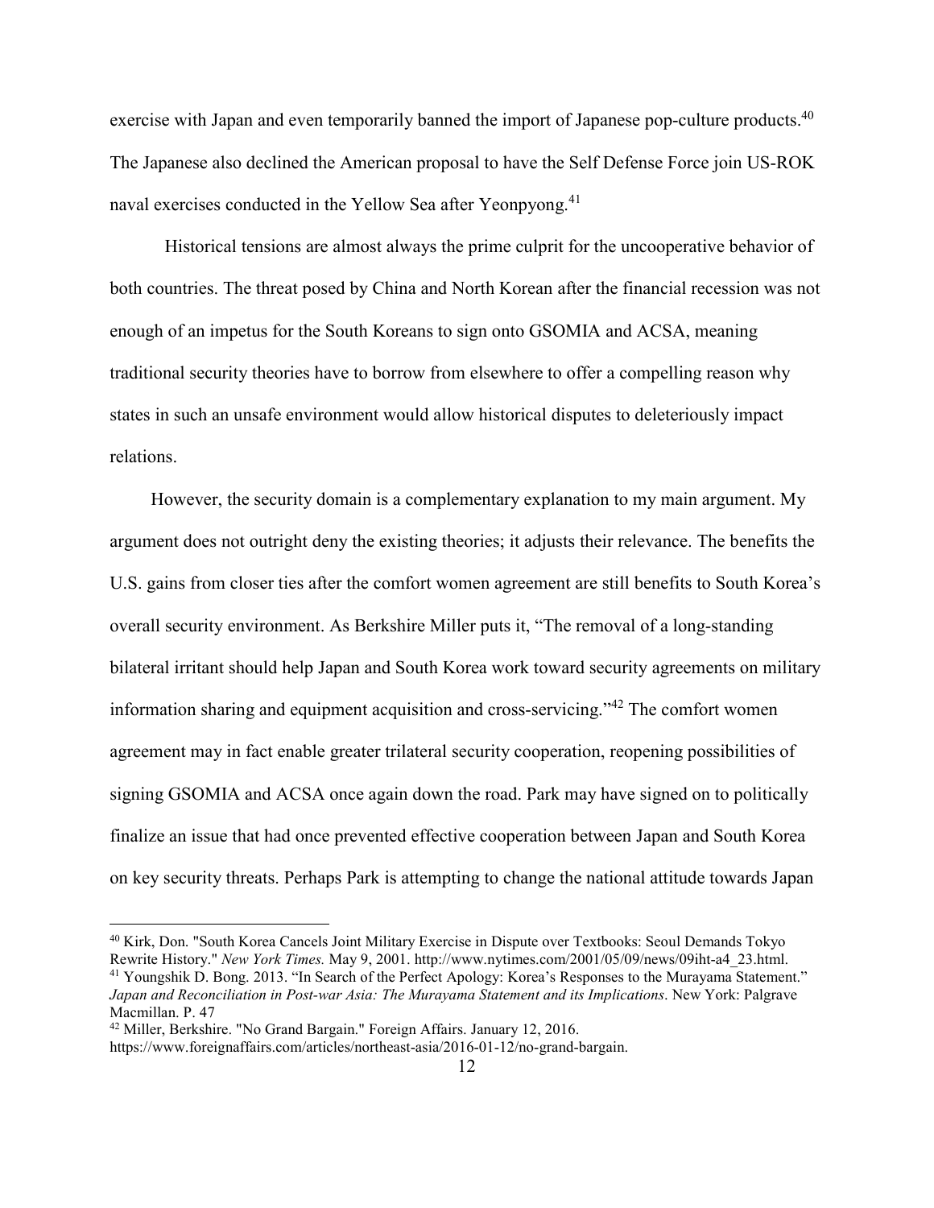exercise with Japan and even temporarily banned the import of Japanese pop-culture products.[40] The Japanese also declined the American proposal to have the Self Defense Force join US-ROK naval exercises conducted in the Yellow Sea after Yeonpyong.[41]

Historical tensions are almost always the prime culprit for the uncooperative behavior of both countries. The threat posed by China and North Korean after the financial recession was not enough of an impetus for the South Koreans to sign onto GSOMIA and ACSA, meaning traditional security theories have to borrow from elsewhere to offer a compelling reason why states in such an unsafe environment would allow historical disputes to deleteriously impact relations.

However, the security domain is a complementary explanation to my main argument. My argument does not outright deny the existing theories; it adjusts their relevance. The benefits the U.S. gains from closer ties after the comfort women agreement are still benefits to South Korea's overall security environment. As Berkshire Miller puts it, "The removal of a long-standing bilateral irritant should help Japan and South Korea work toward security agreements on military information sharing and equipment acquisition and cross-servicing."[42] The comfort women agreement may in fact enable greater trilateral security cooperation, reopening possibilities of signing GSOMIA and ACSA once again down the road. Park may have signed on to politically finalize an issue that had once prevented effective cooperation between Japan and South Korea on key security threats. Perhaps Park is attempting to change the national attitude towards Japan

---

[40] Kirk, Don. "South Korea Cancels Joint Military Exercise in Dispute over Textbooks: Seoul Demands Tokyo Rewrite History." *New York Times.* May 9, 2001. http://www.nytimes.com/2001/05/09/news/09iht-a4_23.html.

[41] Youngshik D. Bong. 2013. "In Search of the Perfect Apology: Korea's Responses to the Murayama Statement." *Japan and Reconciliation in Post-war Asia: The Murayama Statement and its Implications*. New York: Palgrave Macmillan. P. 47

[42] Miller, Berkshire. "No Grand Bargain." Foreign Affairs. January 12, 2016. https://www.foreignaffairs.com/articles/northeast-asia/2016-01-12/no-grand-bargain.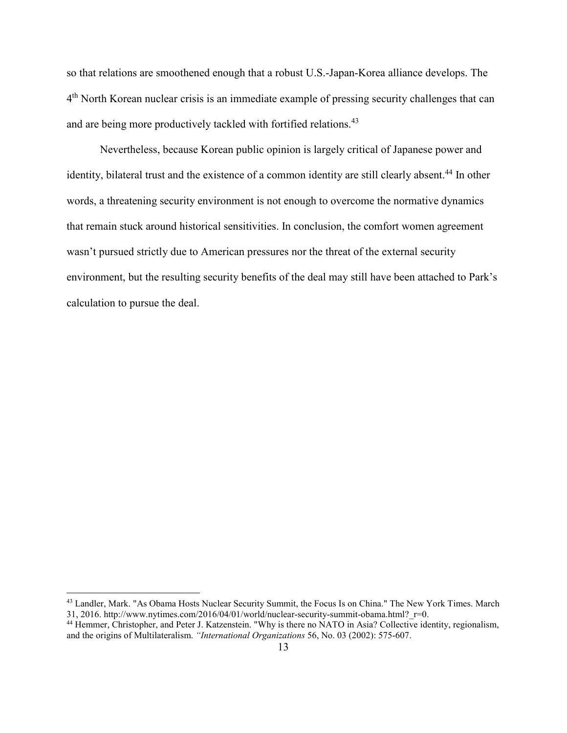so that relations are smoothened enough that a robust U.S.-Japan-Korea alliance develops. The 4th North Korean nuclear crisis is an immediate example of pressing security challenges that can and are being more productively tackled with fortified relations.[43]

Nevertheless, because Korean public opinion is largely critical of Japanese power and identity, bilateral trust and the existence of a common identity are still clearly absent.[44] In other words, a threatening security environment is not enough to overcome the normative dynamics that remain stuck around historical sensitivities. In conclusion, the comfort women agreement wasn't pursued strictly due to American pressures nor the threat of the external security environment, but the resulting security benefits of the deal may still have been attached to Park's calculation to pursue the deal.

---

[43] Landler, Mark. "As Obama Hosts Nuclear Security Summit, the Focus Is on China." The New York Times. March 31, 2016. http://www.nytimes.com/2016/04/01/world/nuclear-security-summit-obama.html?_r=0.

[44] Hemmer, Christopher, and Peter J. Katzenstein. "Why is there no NATO in Asia? Collective identity, regionalism, and the origins of Multilateralism. *"International Organizations* 56, No. 03 (2002): 575-607.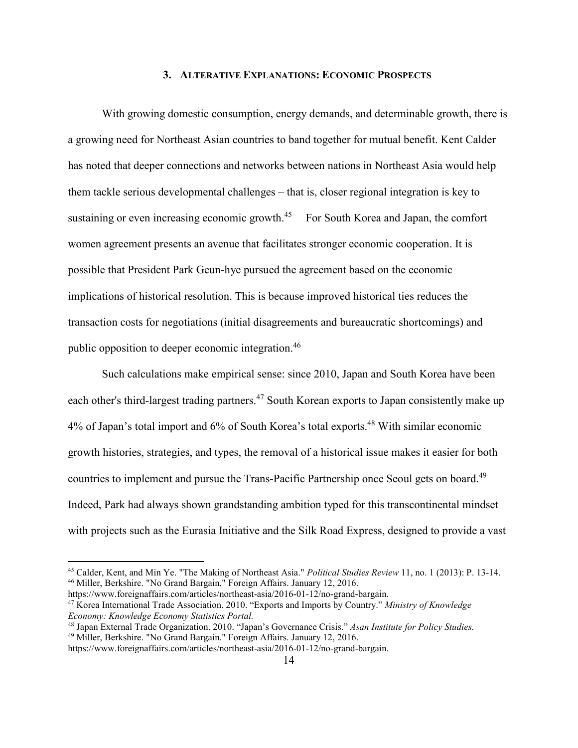### 3. Alterative Explanations: Economic Prospects

With growing domestic consumption, energy demands, and determinable growth, there is a growing need for Northeast Asian countries to band together for mutual benefit. Kent Calder has noted that deeper connections and networks between nations in Northeast Asia would help them tackle serious developmental challenges – that is, closer regional integration is key to sustaining or even increasing economic growth.[45] For South Korea and Japan, the comfort women agreement presents an avenue that facilitates stronger economic cooperation. It is possible that President Park Geun-hye pursued the agreement based on the economic implications of historical resolution. This is because improved historical ties reduces the transaction costs for negotiations (initial disagreements and bureaucratic shortcomings) and public opposition to deeper economic integration.[46]

Such calculations make empirical sense: since 2010, Japan and South Korea have been each other's third-largest trading partners.[47] South Korean exports to Japan consistently make up 4% of Japan's total import and 6% of South Korea's total exports.[48] With similar economic growth histories, strategies, and types, the removal of a historical issue makes it easier for both countries to implement and pursue the Trans-Pacific Partnership once Seoul gets on board.[49] Indeed, Park had always shown grandstanding ambition typed for this transcontinental mindset with projects such as the Eurasia Initiative and the Silk Road Express, designed to provide a vast

---

[45] Calder, Kent, and Min Ye. "The Making of Northeast Asia." *Political Studies Review* 11, no. 1 (2013): P. 13-14.

[46] Miller, Berkshire. "No Grand Bargain." Foreign Affairs. January 12, 2016. https://www.foreignaffairs.com/articles/northeast-asia/2016-01-12/no-grand-bargain.

[47] Korea International Trade Association. 2010. "Exports and Imports by Country." *Ministry of Knowledge Economy: Knowledge Economy Statistics Portal.*

[48] Japan External Trade Organization. 2010. "Japan's Governance Crisis." *Asan Institute for Policy Studies.*

[49] Miller, Berkshire. "No Grand Bargain." Foreign Affairs. January 12, 2016. https://www.foreignaffairs.com/articles/northeast-asia/2016-01-12/no-grand-bargain.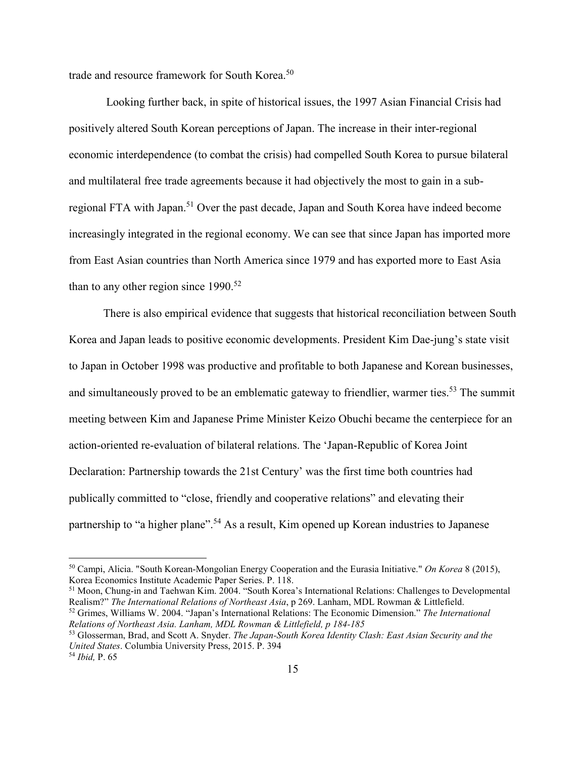trade and resource framework for South Korea.[50]

Looking further back, in spite of historical issues, the 1997 Asian Financial Crisis had positively altered South Korean perceptions of Japan. The increase in their inter-regional economic interdependence (to combat the crisis) had compelled South Korea to pursue bilateral and multilateral free trade agreements because it had objectively the most to gain in a sub-regional FTA with Japan.[51] Over the past decade, Japan and South Korea have indeed become increasingly integrated in the regional economy. We can see that since Japan has imported more from East Asian countries than North America since 1979 and has exported more to East Asia than to any other region since 1990.[52]

There is also empirical evidence that suggests that historical reconciliation between South Korea and Japan leads to positive economic developments. President Kim Dae-jung's state visit to Japan in October 1998 was productive and profitable to both Japanese and Korean businesses, and simultaneously proved to be an emblematic gateway to friendlier, warmer ties.[53] The summit meeting between Kim and Japanese Prime Minister Keizo Obuchi became the centerpiece for an action-oriented re-evaluation of bilateral relations. The 'Japan-Republic of Korea Joint Declaration: Partnership towards the 21st Century' was the first time both countries had publically committed to "close, friendly and cooperative relations" and elevating their partnership to "a higher plane".[54] As a result, Kim opened up Korean industries to Japanese

---

[50] Campi, Alicia. "South Korean-Mongolian Energy Cooperation and the Eurasia Initiative." *On Korea* 8 (2015), Korea Economics Institute Academic Paper Series. P. 118.

[51] Moon, Chung-in and Taehwan Kim. 2004. "South Korea's International Relations: Challenges to Developmental Realism?" *The International Relations of Northeast Asia*, p 269. Lanham, MDL Rowman & Littlefield.

[52] Grimes, Williams W. 2004. "Japan's International Relations: The Economic Dimension." *The International Relations of Northeast Asia. Lanham, MDL Rowman & Littlefield, p 184-185*

[53] Glosserman, Brad, and Scott A. Snyder. *The Japan-South Korea Identity Clash: East Asian Security and the United States*. Columbia University Press, 2015. P. 394

[54] *Ibid,* P. 65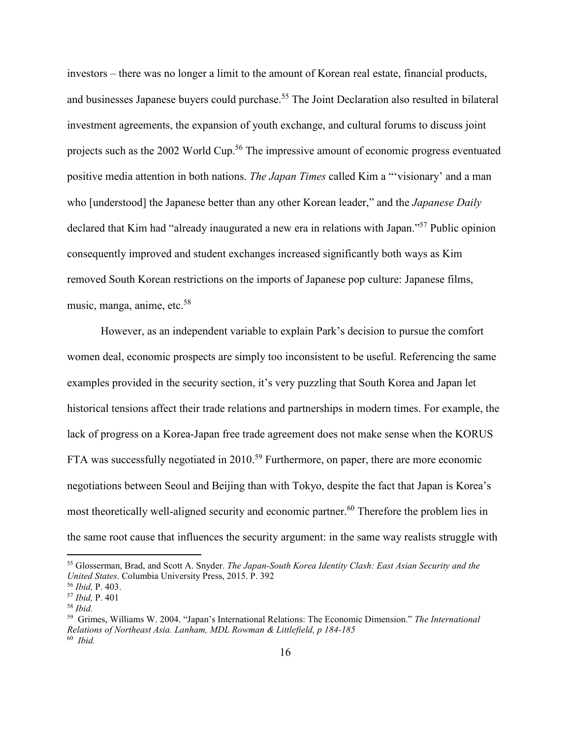investors – there was no longer a limit to the amount of Korean real estate, financial products, and businesses Japanese buyers could purchase.[55] The Joint Declaration also resulted in bilateral investment agreements, the expansion of youth exchange, and cultural forums to discuss joint projects such as the 2002 World Cup.[56] The impressive amount of economic progress eventuated positive media attention in both nations. *The Japan Times* called Kim a "'visionary' and a man who [understood] the Japanese better than any other Korean leader," and the *Japanese Daily* declared that Kim had "already inaugurated a new era in relations with Japan."[57] Public opinion consequently improved and student exchanges increased significantly both ways as Kim removed South Korean restrictions on the imports of Japanese pop culture: Japanese films, music, manga, anime, etc.[58]

However, as an independent variable to explain Park's decision to pursue the comfort women deal, economic prospects are simply too inconsistent to be useful. Referencing the same examples provided in the security section, it's very puzzling that South Korea and Japan let historical tensions affect their trade relations and partnerships in modern times. For example, the lack of progress on a Korea-Japan free trade agreement does not make sense when the KORUS FTA was successfully negotiated in 2010.[59] Furthermore, on paper, there are more economic negotiations between Seoul and Beijing than with Tokyo, despite the fact that Japan is Korea's most theoretically well-aligned security and economic partner.[60] Therefore the problem lies in the same root cause that influences the security argument: in the same way realists struggle with

---

[55] Glosserman, Brad, and Scott A. Snyder. *The Japan-South Korea Identity Clash: East Asian Security and the United States*. Columbia University Press, 2015. P. 392

[56] *Ibid,* P. 403.

[57] *Ibid,* P. 401

[58] *Ibid.*

[59] Grimes, Williams W. 2004. "Japan's International Relations: The Economic Dimension." *The International Relations of Northeast Asia. Lanham, MDL Rowman & Littlefield, p 184-185*

[60] *Ibid.*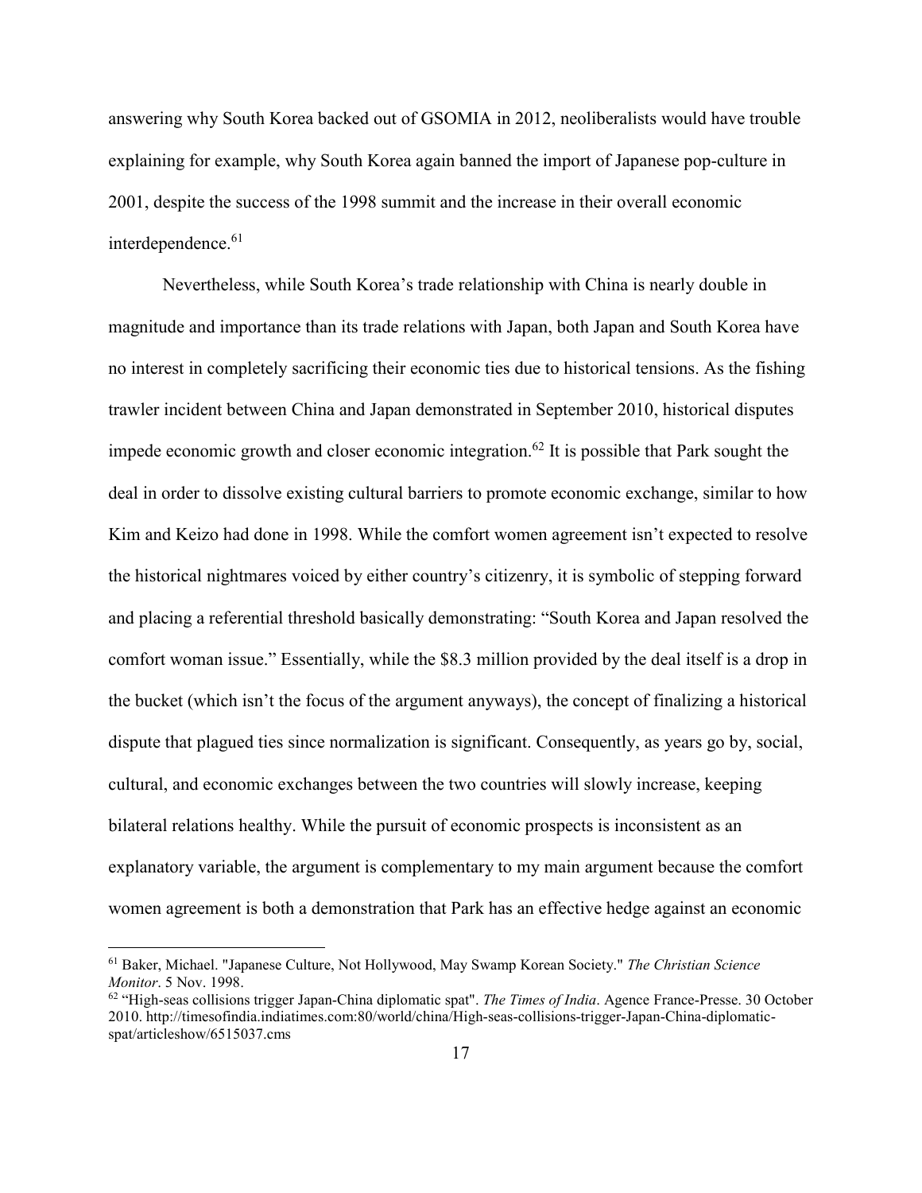answering why South Korea backed out of GSOMIA in 2012, neoliberalists would have trouble explaining for example, why South Korea again banned the import of Japanese pop-culture in 2001, despite the success of the 1998 summit and the increase in their overall economic interdependence.[61]

Nevertheless, while South Korea's trade relationship with China is nearly double in magnitude and importance than its trade relations with Japan, both Japan and South Korea have no interest in completely sacrificing their economic ties due to historical tensions. As the fishing trawler incident between China and Japan demonstrated in September 2010, historical disputes impede economic growth and closer economic integration.[62] It is possible that Park sought the deal in order to dissolve existing cultural barriers to promote economic exchange, similar to how Kim and Keizo had done in 1998. While the comfort women agreement isn't expected to resolve the historical nightmares voiced by either country's citizenry, it is symbolic of stepping forward and placing a referential threshold basically demonstrating: "South Korea and Japan resolved the comfort woman issue." Essentially, while the $8.3 million provided by the deal itself is a drop in the bucket (which isn't the focus of the argument anyways), the concept of finalizing a historical dispute that plagued ties since normalization is significant. Consequently, as years go by, social, cultural, and economic exchanges between the two countries will slowly increase, keeping bilateral relations healthy. While the pursuit of economic prospects is inconsistent as an explanatory variable, the argument is complementary to my main argument because the comfort women agreement is both a demonstration that Park has an effective hedge against an economic

---

[61] Baker, Michael. "Japanese Culture, Not Hollywood, May Swamp Korean Society." *The Christian Science Monitor*. 5 Nov. 1998.

[62] "High-seas collisions trigger Japan-China diplomatic spat". *The Times of India*. Agence France-Presse. 30 October 2010. http://timesofindia.indiatimes.com:80/world/china/High-seas-collisions-trigger-Japan-China-diplomatic-spat/articleshow/6515037.cms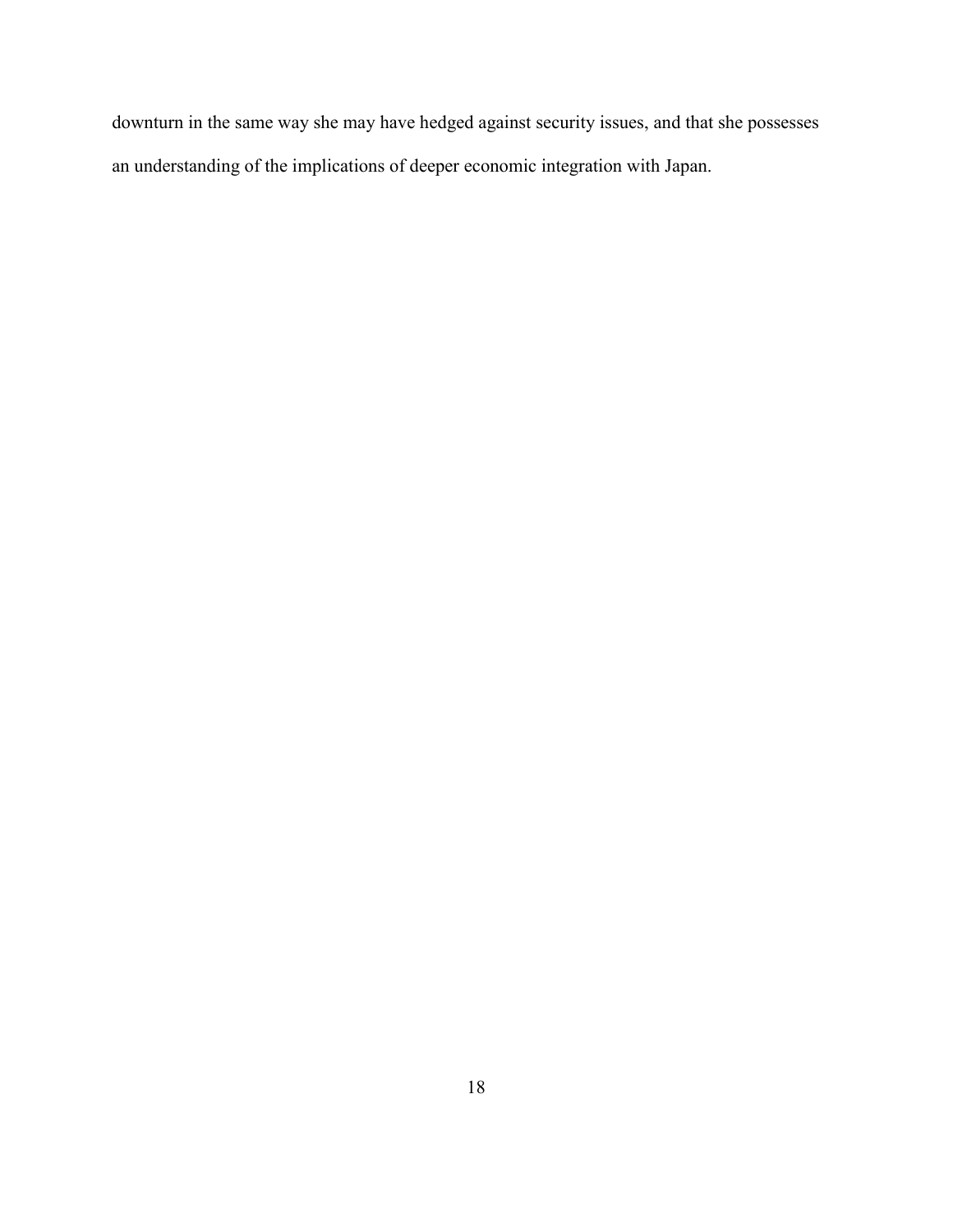downturn in the same way she may have hedged against security issues, and that she possesses an understanding of the implications of deeper economic integration with Japan.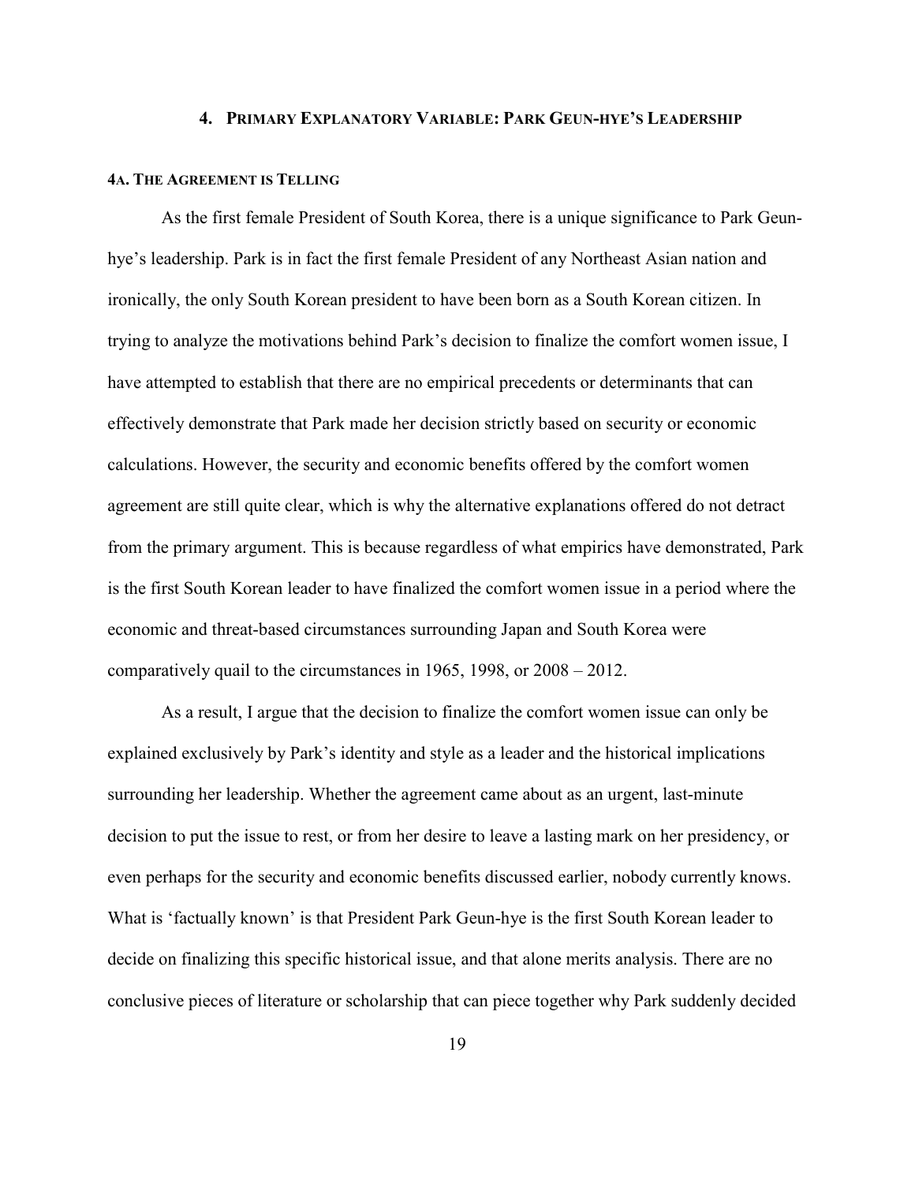## 4. PRIMARY EXPLANATORY VARIABLE: PARK GEUN-HYE'S LEADERSHIP

### 4A. THE AGREEMENT IS TELLING

As the first female President of South Korea, there is a unique significance to Park Geun-hye's leadership. Park is in fact the first female President of any Northeast Asian nation and ironically, the only South Korean president to have been born as a South Korean citizen. In trying to analyze the motivations behind Park's decision to finalize the comfort women issue, I have attempted to establish that there are no empirical precedents or determinants that can effectively demonstrate that Park made her decision strictly based on security or economic calculations. However, the security and economic benefits offered by the comfort women agreement are still quite clear, which is why the alternative explanations offered do not detract from the primary argument. This is because regardless of what empirics have demonstrated, Park is the first South Korean leader to have finalized the comfort women issue in a period where the economic and threat-based circumstances surrounding Japan and South Korea were comparatively quail to the circumstances in 1965, 1998, or 2008 – 2012.

As a result, I argue that the decision to finalize the comfort women issue can only be explained exclusively by Park's identity and style as a leader and the historical implications surrounding her leadership. Whether the agreement came about as an urgent, last-minute decision to put the issue to rest, or from her desire to leave a lasting mark on her presidency, or even perhaps for the security and economic benefits discussed earlier, nobody currently knows. What is 'factually known' is that President Park Geun-hye is the first South Korean leader to decide on finalizing this specific historical issue, and that alone merits analysis. There are no conclusive pieces of literature or scholarship that can piece together why Park suddenly decided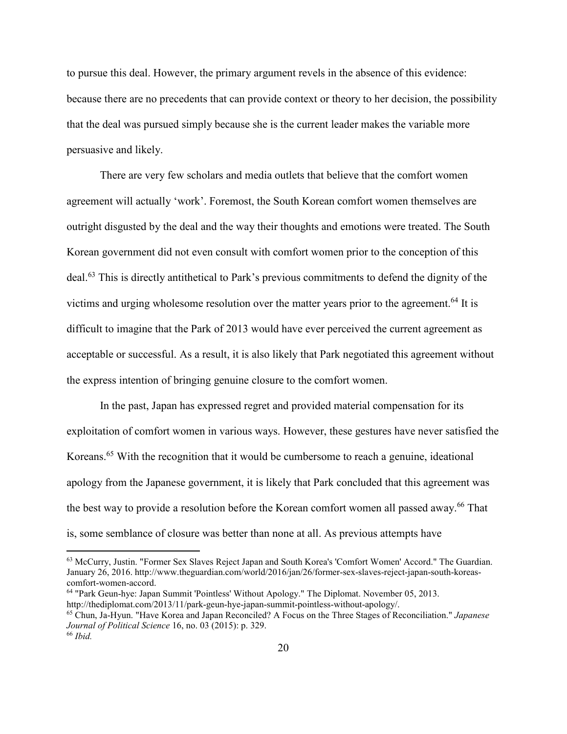to pursue this deal. However, the primary argument revels in the absence of this evidence: because there are no precedents that can provide context or theory to her decision, the possibility that the deal was pursued simply because she is the current leader makes the variable more persuasive and likely.

There are very few scholars and media outlets that believe that the comfort women agreement will actually 'work'. Foremost, the South Korean comfort women themselves are outright disgusted by the deal and the way their thoughts and emotions were treated. The South Korean government did not even consult with comfort women prior to the conception of this deal.[63] This is directly antithetical to Park's previous commitments to defend the dignity of the victims and urging wholesome resolution over the matter years prior to the agreement.[64] It is difficult to imagine that the Park of 2013 would have ever perceived the current agreement as acceptable or successful. As a result, it is also likely that Park negotiated this agreement without the express intention of bringing genuine closure to the comfort women.

In the past, Japan has expressed regret and provided material compensation for its exploitation of comfort women in various ways. However, these gestures have never satisfied the Koreans.[65] With the recognition that it would be cumbersome to reach a genuine, ideational apology from the Japanese government, it is likely that Park concluded that this agreement was the best way to provide a resolution before the Korean comfort women all passed away.[66] That is, some semblance of closure was better than none at all. As previous attempts have

---

[63] McCurry, Justin. "Former Sex Slaves Reject Japan and South Korea's 'Comfort Women' Accord." The Guardian. January 26, 2016. http://www.theguardian.com/world/2016/jan/26/former-sex-slaves-reject-japan-south-koreas-comfort-women-accord.

[64] "Park Geun-hye: Japan Summit 'Pointless' Without Apology." The Diplomat. November 05, 2013. http://thediplomat.com/2013/11/park-geun-hye-japan-summit-pointless-without-apology/.

[65] Chun, Ja-Hyun. "Have Korea and Japan Reconciled? A Focus on the Three Stages of Reconciliation." *Japanese Journal of Political Science* 16, no. 03 (2015): p. 329.

[66] *Ibid.*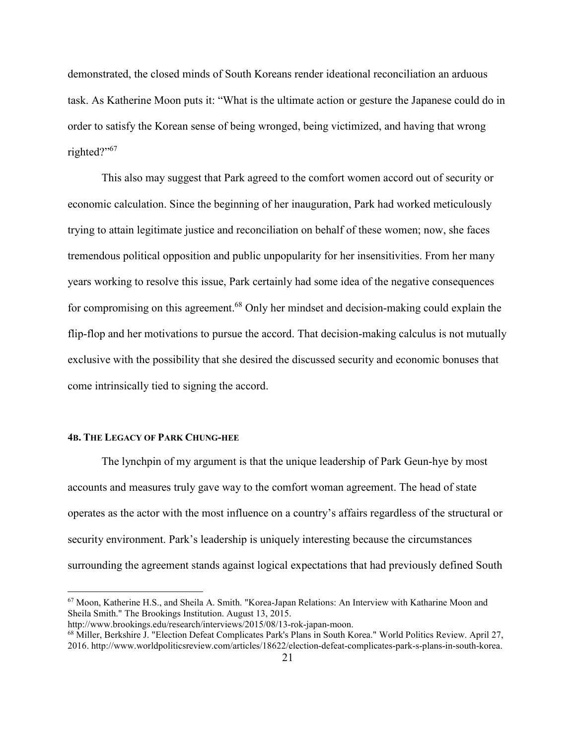demonstrated, the closed minds of South Koreans render ideational reconciliation an arduous task. As Katherine Moon puts it: "What is the ultimate action or gesture the Japanese could do in order to satisfy the Korean sense of being wronged, being victimized, and having that wrong righted?"[67]

This also may suggest that Park agreed to the comfort women accord out of security or economic calculation. Since the beginning of her inauguration, Park had worked meticulously trying to attain legitimate justice and reconciliation on behalf of these women; now, she faces tremendous political opposition and public unpopularity for her insensitivities. From her many years working to resolve this issue, Park certainly had some idea of the negative consequences for compromising on this agreement.[68] Only her mindset and decision-making could explain the flip-flop and her motivations to pursue the accord. That decision-making calculus is not mutually exclusive with the possibility that she desired the discussed security and economic bonuses that come intrinsically tied to signing the accord.

#### 4B. The Legacy of Park Chung-hee

The lynchpin of my argument is that the unique leadership of Park Geun-hye by most accounts and measures truly gave way to the comfort woman agreement. The head of state operates as the actor with the most influence on a country's affairs regardless of the structural or security environment. Park's leadership is uniquely interesting because the circumstances surrounding the agreement stands against logical expectations that had previously defined South

---

[67] Moon, Katherine H.S., and Sheila A. Smith. "Korea-Japan Relations: An Interview with Katharine Moon and Sheila Smith." The Brookings Institution. August 13, 2015. http://www.brookings.edu/research/interviews/2015/08/13-rok-japan-moon.

[68] Miller, Berkshire J. "Election Defeat Complicates Park's Plans in South Korea." World Politics Review. April 27, 2016. http://www.worldpoliticsreview.com/articles/18622/election-defeat-complicates-park-s-plans-in-south-korea.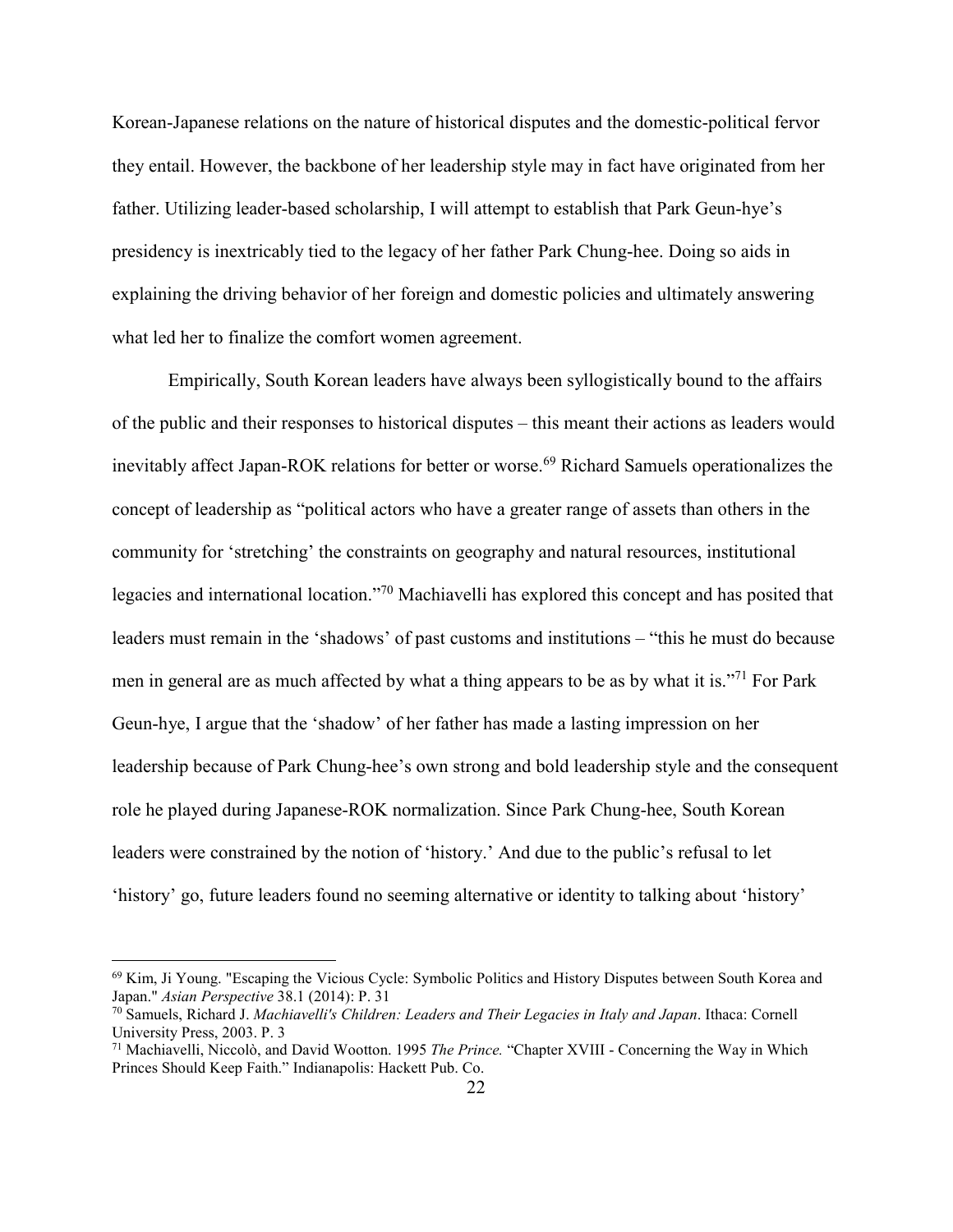Korean-Japanese relations on the nature of historical disputes and the domestic-political fervor they entail. However, the backbone of her leadership style may in fact have originated from her father. Utilizing leader-based scholarship, I will attempt to establish that Park Geun-hye's presidency is inextricably tied to the legacy of her father Park Chung-hee. Doing so aids in explaining the driving behavior of her foreign and domestic policies and ultimately answering what led her to finalize the comfort women agreement.

Empirically, South Korean leaders have always been syllogistically bound to the affairs of the public and their responses to historical disputes – this meant their actions as leaders would inevitably affect Japan-ROK relations for better or worse.[69] Richard Samuels operationalizes the concept of leadership as "political actors who have a greater range of assets than others in the community for 'stretching' the constraints on geography and natural resources, institutional legacies and international location."[70] Machiavelli has explored this concept and has posited that leaders must remain in the 'shadows' of past customs and institutions – "this he must do because men in general are as much affected by what a thing appears to be as by what it is."[71] For Park Geun-hye, I argue that the 'shadow' of her father has made a lasting impression on her leadership because of Park Chung-hee's own strong and bold leadership style and the consequent role he played during Japanese-ROK normalization. Since Park Chung-hee, South Korean leaders were constrained by the notion of 'history.' And due to the public's refusal to let 'history' go, future leaders found no seeming alternative or identity to talking about 'history'

---

[69] Kim, Ji Young. "Escaping the Vicious Cycle: Symbolic Politics and History Disputes between South Korea and Japan." *Asian Perspective* 38.1 (2014): P. 31

[70] Samuels, Richard J. *Machiavelli's Children: Leaders and Their Legacies in Italy and Japan*. Ithaca: Cornell University Press, 2003. P. 3

[71] Machiavelli, Niccolò, and David Wootton. 1995 *The Prince.* "Chapter XVIII - Concerning the Way in Which Princes Should Keep Faith." Indianapolis: Hackett Pub. Co.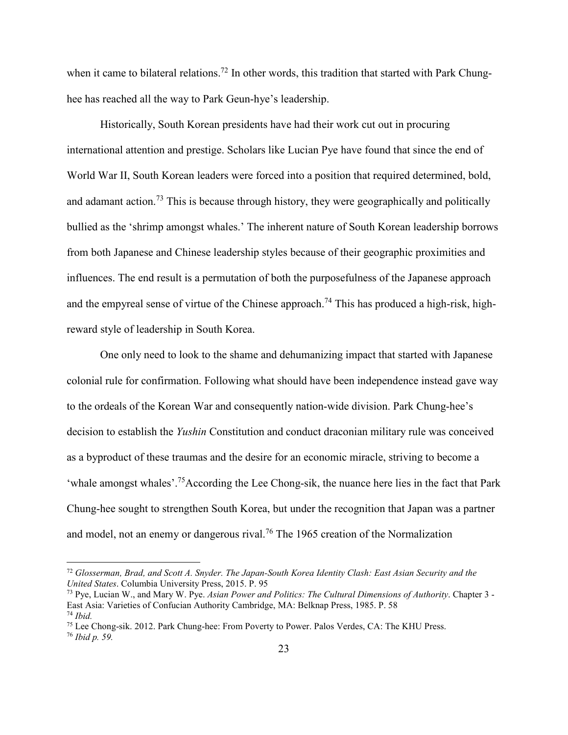when it came to bilateral relations.[72] In other words, this tradition that started with Park Chung-hee has reached all the way to Park Geun-hye's leadership.

Historically, South Korean presidents have had their work cut out in procuring international attention and prestige. Scholars like Lucian Pye have found that since the end of World War II, South Korean leaders were forced into a position that required determined, bold, and adamant action.[73] This is because through history, they were geographically and politically bullied as the 'shrimp amongst whales.' The inherent nature of South Korean leadership borrows from both Japanese and Chinese leadership styles because of their geographic proximities and influences. The end result is a permutation of both the purposefulness of the Japanese approach and the empyreal sense of virtue of the Chinese approach.[74] This has produced a high-risk, high-reward style of leadership in South Korea.

One only need to look to the shame and dehumanizing impact that started with Japanese colonial rule for confirmation. Following what should have been independence instead gave way to the ordeals of the Korean War and consequently nation-wide division. Park Chung-hee's decision to establish the *Yushin* Constitution and conduct draconian military rule was conceived as a byproduct of these traumas and the desire for an economic miracle, striving to become a 'whale amongst whales'.[75]According the Lee Chong-sik, the nuance here lies in the fact that Park Chung-hee sought to strengthen South Korea, but under the recognition that Japan was a partner and model, not an enemy or dangerous rival.[76] The 1965 creation of the Normalization

---

[72] *Glosserman, Brad, and Scott A. Snyder. The Japan-South Korea Identity Clash: East Asian Security and the United States*. Columbia University Press, 2015. P. 95

[73] Pye, Lucian W., and Mary W. Pye. *Asian Power and Politics: The Cultural Dimensions of Authority*. Chapter 3 - East Asia: Varieties of Confucian Authority Cambridge, MA: Belknap Press, 1985. P. 58

[74] *Ibid.*

[75] Lee Chong-sik. 2012. Park Chung-hee: From Poverty to Power. Palos Verdes, CA: The KHU Press.

[76] *Ibid p. 59.*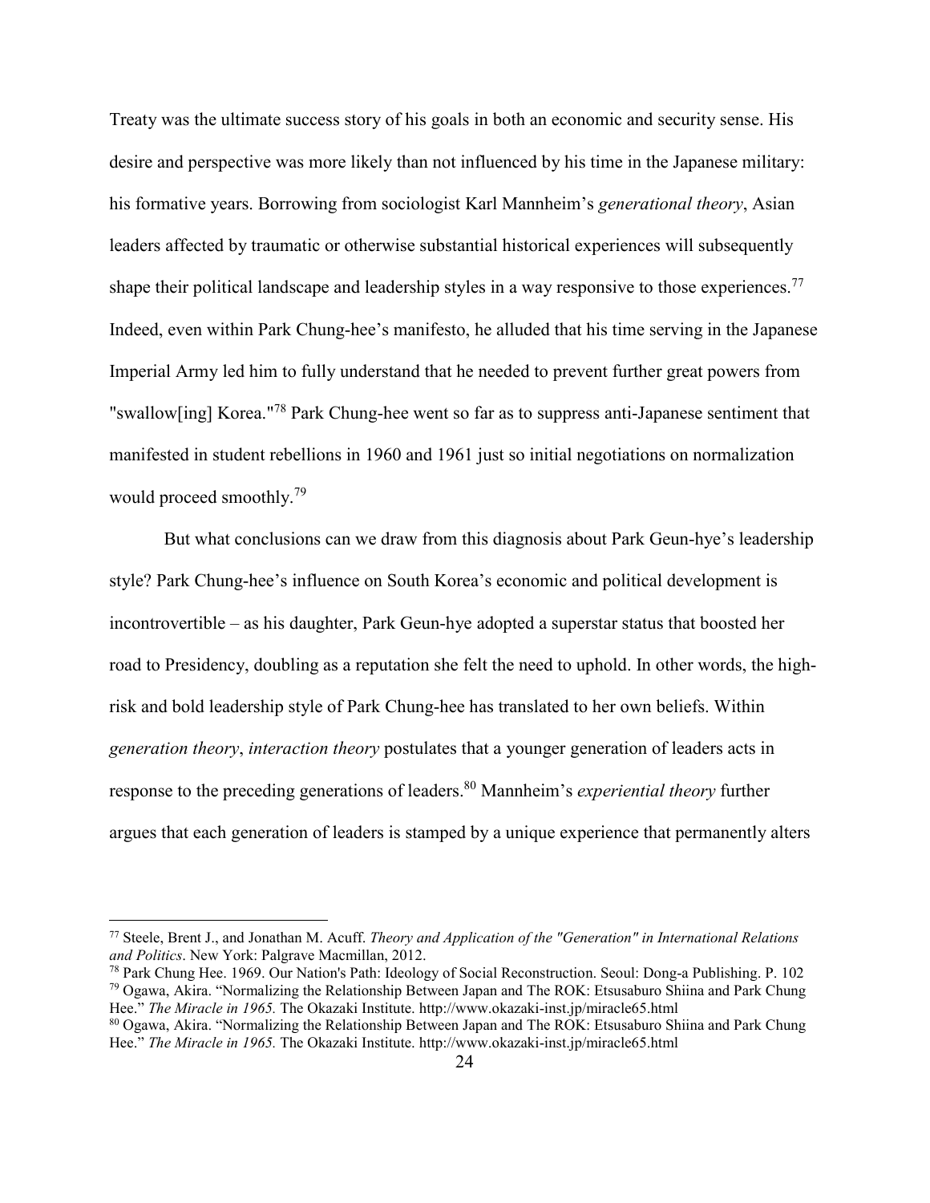Treaty was the ultimate success story of his goals in both an economic and security sense. His desire and perspective was more likely than not influenced by his time in the Japanese military: his formative years. Borrowing from sociologist Karl Mannheim's *generational theory*, Asian leaders affected by traumatic or otherwise substantial historical experiences will subsequently shape their political landscape and leadership styles in a way responsive to those experiences.[77] Indeed, even within Park Chung-hee's manifesto, he alluded that his time serving in the Japanese Imperial Army led him to fully understand that he needed to prevent further great powers from "swallow[ing] Korea."[78] Park Chung-hee went so far as to suppress anti-Japanese sentiment that manifested in student rebellions in 1960 and 1961 just so initial negotiations on normalization would proceed smoothly.[79]

But what conclusions can we draw from this diagnosis about Park Geun-hye's leadership style? Park Chung-hee's influence on South Korea's economic and political development is incontrovertible – as his daughter, Park Geun-hye adopted a superstar status that boosted her road to Presidency, doubling as a reputation she felt the need to uphold. In other words, the high-risk and bold leadership style of Park Chung-hee has translated to her own beliefs. Within *generation theory*, *interaction theory* postulates that a younger generation of leaders acts in response to the preceding generations of leaders.[80] Mannheim's *experiential theory* further argues that each generation of leaders is stamped by a unique experience that permanently alters

---

[77] Steele, Brent J., and Jonathan M. Acuff. *Theory and Application of the "Generation" in International Relations and Politics*. New York: Palgrave Macmillan, 2012.

[78] Park Chung Hee. 1969. Our Nation's Path: Ideology of Social Reconstruction. Seoul: Dong-a Publishing. P. 102

[79] Ogawa, Akira. "Normalizing the Relationship Between Japan and The ROK: Etsusaburo Shiina and Park Chung Hee." *The Miracle in 1965.* The Okazaki Institute. http://www.okazaki-inst.jp/miracle65.html

[80] Ogawa, Akira. "Normalizing the Relationship Between Japan and The ROK: Etsusaburo Shiina and Park Chung Hee." *The Miracle in 1965.* The Okazaki Institute. http://www.okazaki-inst.jp/miracle65.html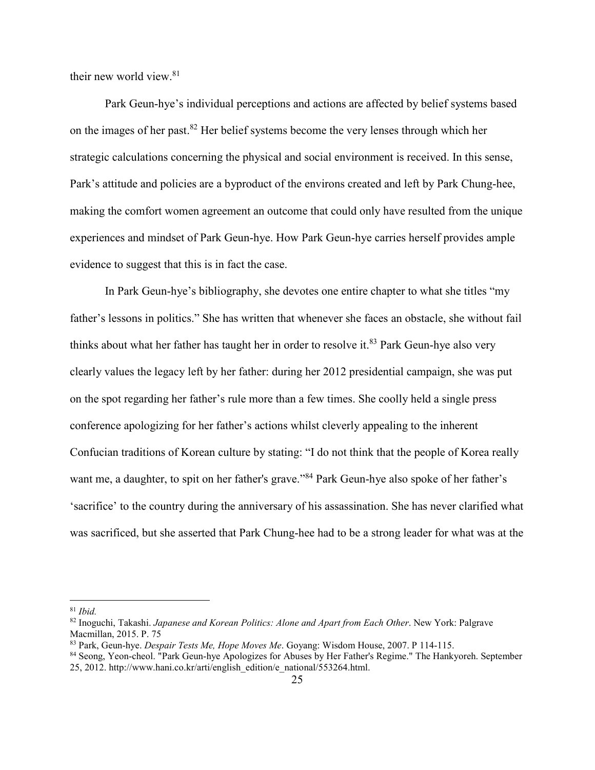their new world view.[81]

Park Geun-hye's individual perceptions and actions are affected by belief systems based on the images of her past.[82] Her belief systems become the very lenses through which her strategic calculations concerning the physical and social environment is received. In this sense, Park's attitude and policies are a byproduct of the environs created and left by Park Chung-hee, making the comfort women agreement an outcome that could only have resulted from the unique experiences and mindset of Park Geun-hye. How Park Geun-hye carries herself provides ample evidence to suggest that this is in fact the case.

In Park Geun-hye's bibliography, she devotes one entire chapter to what she titles "my father's lessons in politics." She has written that whenever she faces an obstacle, she without fail thinks about what her father has taught her in order to resolve it.[83] Park Geun-hye also very clearly values the legacy left by her father: during her 2012 presidential campaign, she was put on the spot regarding her father's rule more than a few times. She coolly held a single press conference apologizing for her father's actions whilst cleverly appealing to the inherent Confucian traditions of Korean culture by stating: "I do not think that the people of Korea really want me, a daughter, to spit on her father's grave."[84] Park Geun-hye also spoke of her father's 'sacrifice' to the country during the anniversary of his assassination. She has never clarified what was sacrificed, but she asserted that Park Chung-hee had to be a strong leader for what was at the

---

[81] *Ibid.*

[82] Inoguchi, Takashi. *Japanese and Korean Politics: Alone and Apart from Each Other*. New York: Palgrave Macmillan, 2015. P. 75

[83] Park, Geun-hye. *Despair Tests Me, Hope Moves Me*. Goyang: Wisdom House, 2007. P 114-115.

[84] Seong, Yeon-cheol. "Park Geun-hye Apologizes for Abuses by Her Father's Regime." The Hankyoreh. September 25, 2012. http://www.hani.co.kr/arti/english_edition/e_national/553264.html.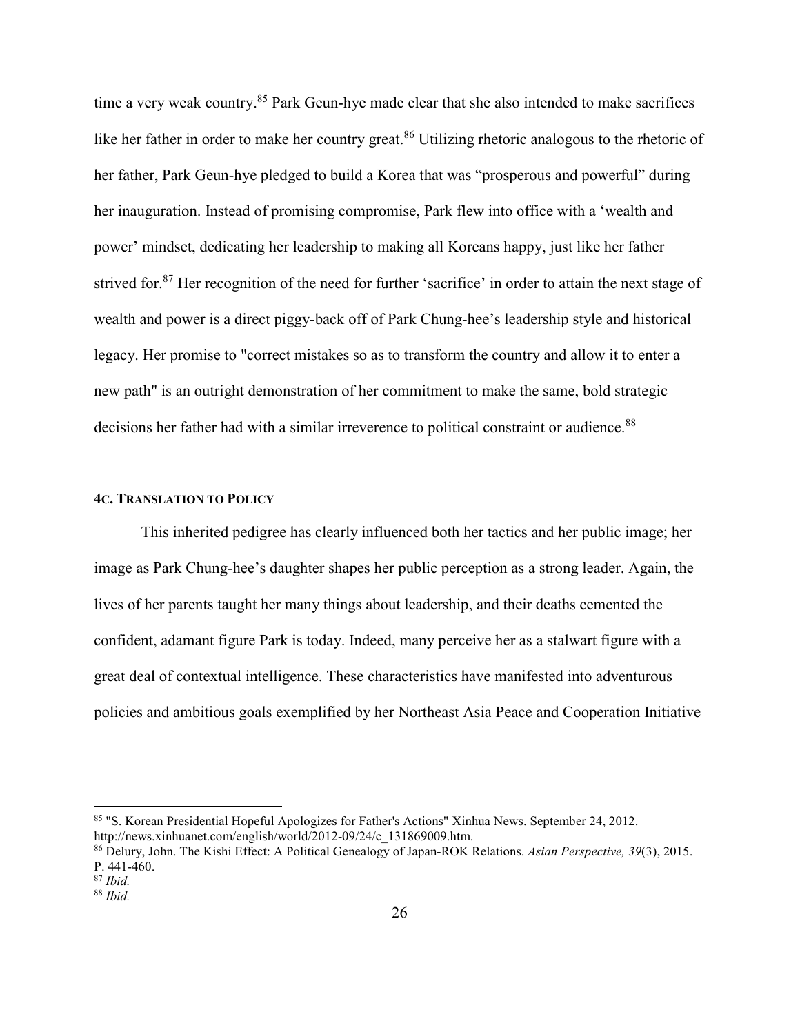time a very weak country.[85] Park Geun-hye made clear that she also intended to make sacrifices like her father in order to make her country great.[86] Utilizing rhetoric analogous to the rhetoric of her father, Park Geun-hye pledged to build a Korea that was "prosperous and powerful" during her inauguration. Instead of promising compromise, Park flew into office with a 'wealth and power' mindset, dedicating her leadership to making all Koreans happy, just like her father strived for.[87] Her recognition of the need for further 'sacrifice' in order to attain the next stage of wealth and power is a direct piggy-back off of Park Chung-hee's leadership style and historical legacy. Her promise to "correct mistakes so as to transform the country and allow it to enter a new path" is an outright demonstration of her commitment to make the same, bold strategic decisions her father had with a similar irreverence to political constraint or audience.[88]

#### 4C. TRANSLATION TO POLICY

This inherited pedigree has clearly influenced both her tactics and her public image; her image as Park Chung-hee's daughter shapes her public perception as a strong leader. Again, the lives of her parents taught her many things about leadership, and their deaths cemented the confident, adamant figure Park is today. Indeed, many perceive her as a stalwart figure with a great deal of contextual intelligence. These characteristics have manifested into adventurous policies and ambitious goals exemplified by her Northeast Asia Peace and Cooperation Initiative

---

[85] "S. Korean Presidential Hopeful Apologizes for Father's Actions" Xinhua News. September 24, 2012. http://news.xinhuanet.com/english/world/2012-09/24/c_131869009.htm.

[86] Delury, John. The Kishi Effect: A Political Genealogy of Japan-ROK Relations. *Asian Perspective, 39*(3), 2015. P. 441-460.

[87] *Ibid.*

[88] *Ibid.*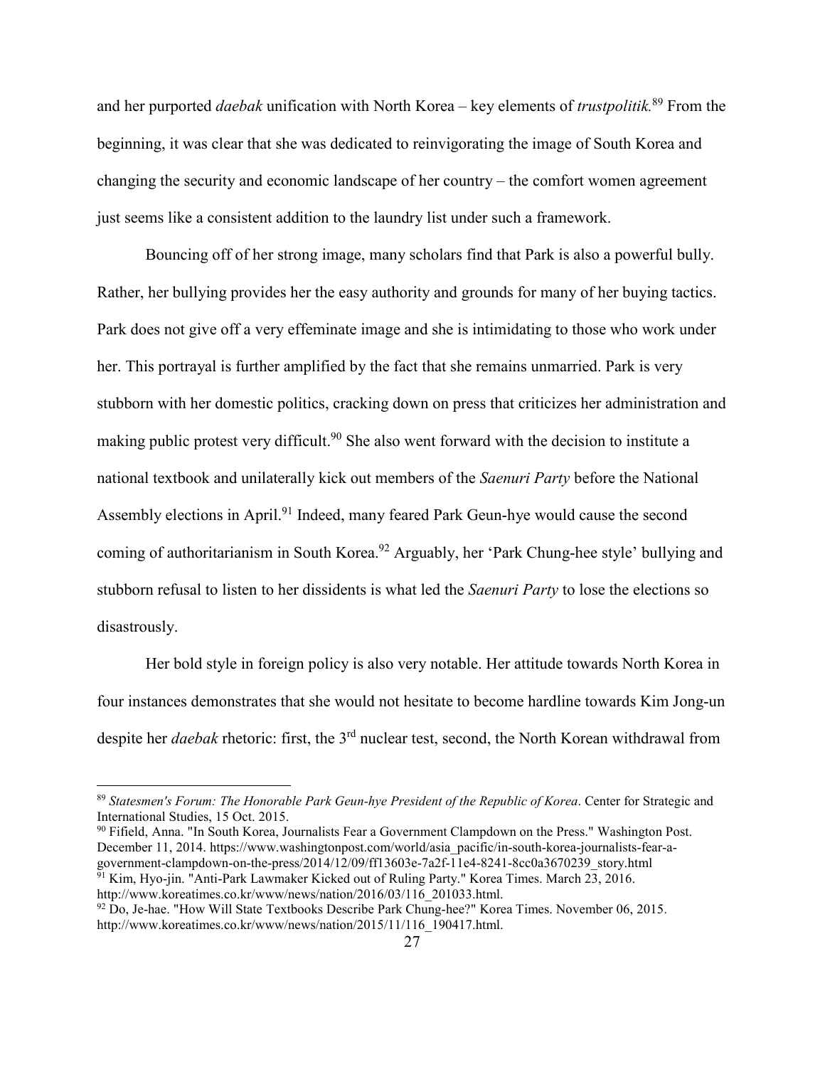and her purported *daebak* unification with North Korea – key elements of *trustpolitik.*[89] From the beginning, it was clear that she was dedicated to reinvigorating the image of South Korea and changing the security and economic landscape of her country – the comfort women agreement just seems like a consistent addition to the laundry list under such a framework.

Bouncing off of her strong image, many scholars find that Park is also a powerful bully. Rather, her bullying provides her the easy authority and grounds for many of her buying tactics. Park does not give off a very effeminate image and she is intimidating to those who work under her. This portrayal is further amplified by the fact that she remains unmarried. Park is very stubborn with her domestic politics, cracking down on press that criticizes her administration and making public protest very difficult.[90] She also went forward with the decision to institute a national textbook and unilaterally kick out members of the *Saenuri Party* before the National Assembly elections in April.[91] Indeed, many feared Park Geun-hye would cause the second coming of authoritarianism in South Korea.[92] Arguably, her 'Park Chung-hee style' bullying and stubborn refusal to listen to her dissidents is what led the *Saenuri Party* to lose the elections so disastrously.

Her bold style in foreign policy is also very notable. Her attitude towards North Korea in four instances demonstrates that she would not hesitate to become hardline towards Kim Jong-un despite her *daebak* rhetoric: first, the 3rd nuclear test, second, the North Korean withdrawal from

---

[89] *Statesmen's Forum: The Honorable Park Geun-hye President of the Republic of Korea*. Center for Strategic and International Studies, 15 Oct. 2015.

[90] Fifield, Anna. "In South Korea, Journalists Fear a Government Clampdown on the Press." Washington Post. December 11, 2014. https://www.washingtonpost.com/world/asia_pacific/in-south-korea-journalists-fear-a-government-clampdown-on-the-press/2014/12/09/ff13603e-7a2f-11e4-8241-8cc0a3670239_story.html

[91] Kim, Hyo-jin. "Anti-Park Lawmaker Kicked out of Ruling Party." Korea Times. March 23, 2016. http://www.koreatimes.co.kr/www/news/nation/2016/03/116_201033.html.

[92] Do, Je-hae. "How Will State Textbooks Describe Park Chung-hee?" Korea Times. November 06, 2015. http://www.koreatimes.co.kr/www/news/nation/2015/11/116_190417.html.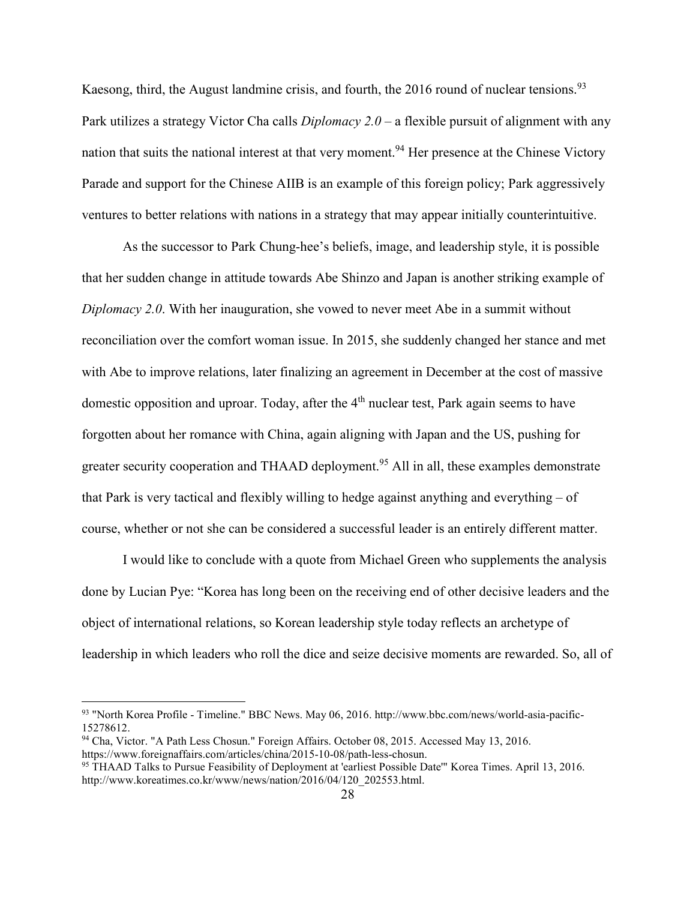Kaesong, third, the August landmine crisis, and fourth, the 2016 round of nuclear tensions.[93] Park utilizes a strategy Victor Cha calls *Diplomacy 2.0* – a flexible pursuit of alignment with any nation that suits the national interest at that very moment.[94] Her presence at the Chinese Victory Parade and support for the Chinese AIIB is an example of this foreign policy; Park aggressively ventures to better relations with nations in a strategy that may appear initially counterintuitive.

As the successor to Park Chung-hee's beliefs, image, and leadership style, it is possible that her sudden change in attitude towards Abe Shinzo and Japan is another striking example of *Diplomacy 2.0*. With her inauguration, she vowed to never meet Abe in a summit without reconciliation over the comfort woman issue. In 2015, she suddenly changed her stance and met with Abe to improve relations, later finalizing an agreement in December at the cost of massive domestic opposition and uproar. Today, after the 4th nuclear test, Park again seems to have forgotten about her romance with China, again aligning with Japan and the US, pushing for greater security cooperation and THAAD deployment.[95] All in all, these examples demonstrate that Park is very tactical and flexibly willing to hedge against anything and everything – of course, whether or not she can be considered a successful leader is an entirely different matter.

I would like to conclude with a quote from Michael Green who supplements the analysis done by Lucian Pye: "Korea has long been on the receiving end of other decisive leaders and the object of international relations, so Korean leadership style today reflects an archetype of leadership in which leaders who roll the dice and seize decisive moments are rewarded. So, all of

---

[93] "North Korea Profile - Timeline." BBC News. May 06, 2016. http://www.bbc.com/news/world-asia-pacific-15278612.

[94] Cha, Victor. "A Path Less Chosun." Foreign Affairs. October 08, 2015. Accessed May 13, 2016. https://www.foreignaffairs.com/articles/china/2015-10-08/path-less-chosun.

[95] THAAD Talks to Pursue Feasibility of Deployment at 'earliest Possible Date'" Korea Times. April 13, 2016. http://www.koreatimes.co.kr/www/news/nation/2016/04/120_202553.html.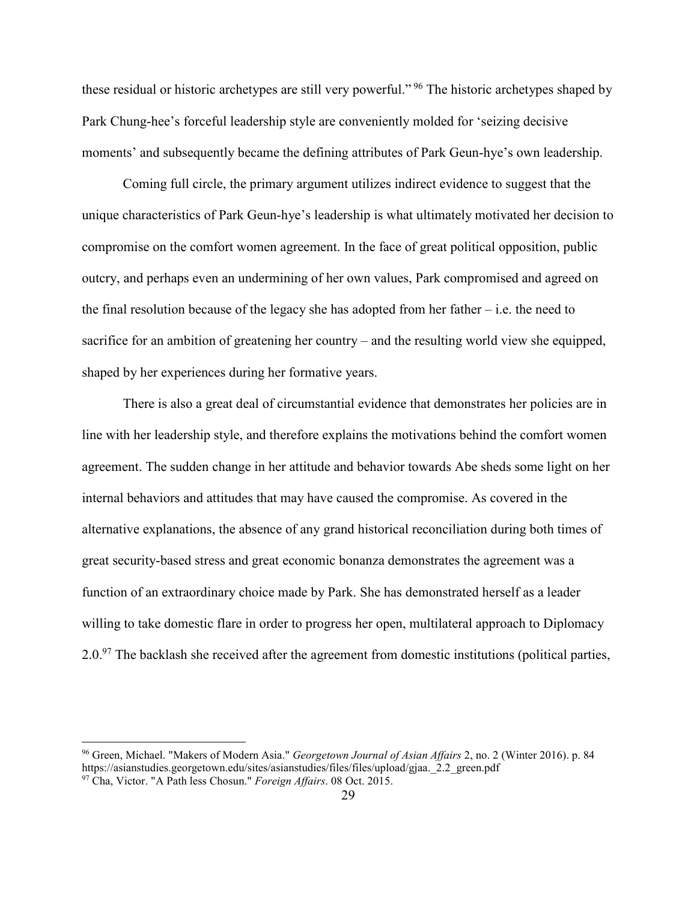these residual or historic archetypes are still very powerful."[96] The historic archetypes shaped by Park Chung-hee's forceful leadership style are conveniently molded for 'seizing decisive moments' and subsequently became the defining attributes of Park Geun-hye's own leadership.

Coming full circle, the primary argument utilizes indirect evidence to suggest that the unique characteristics of Park Geun-hye's leadership is what ultimately motivated her decision to compromise on the comfort women agreement. In the face of great political opposition, public outcry, and perhaps even an undermining of her own values, Park compromised and agreed on the final resolution because of the legacy she has adopted from her father – i.e. the need to sacrifice for an ambition of greatening her country – and the resulting world view she equipped, shaped by her experiences during her formative years.

There is also a great deal of circumstantial evidence that demonstrates her policies are in line with her leadership style, and therefore explains the motivations behind the comfort women agreement. The sudden change in her attitude and behavior towards Abe sheds some light on her internal behaviors and attitudes that may have caused the compromise. As covered in the alternative explanations, the absence of any grand historical reconciliation during both times of great security-based stress and great economic bonanza demonstrates the agreement was a function of an extraordinary choice made by Park. She has demonstrated herself as a leader willing to take domestic flare in order to progress her open, multilateral approach to Diplomacy 2.0.[97] The backlash she received after the agreement from domestic institutions (political parties,

---

[96] Green, Michael. "Makers of Modern Asia." *Georgetown Journal of Asian Affairs* 2, no. 2 (Winter 2016). p. 84 https://asianstudies.georgetown.edu/sites/asianstudies/files/files/upload/gjaa._2.2_green.pdf

[97] Cha, Victor. "A Path less Chosun." *Foreign Affairs*. 08 Oct. 2015.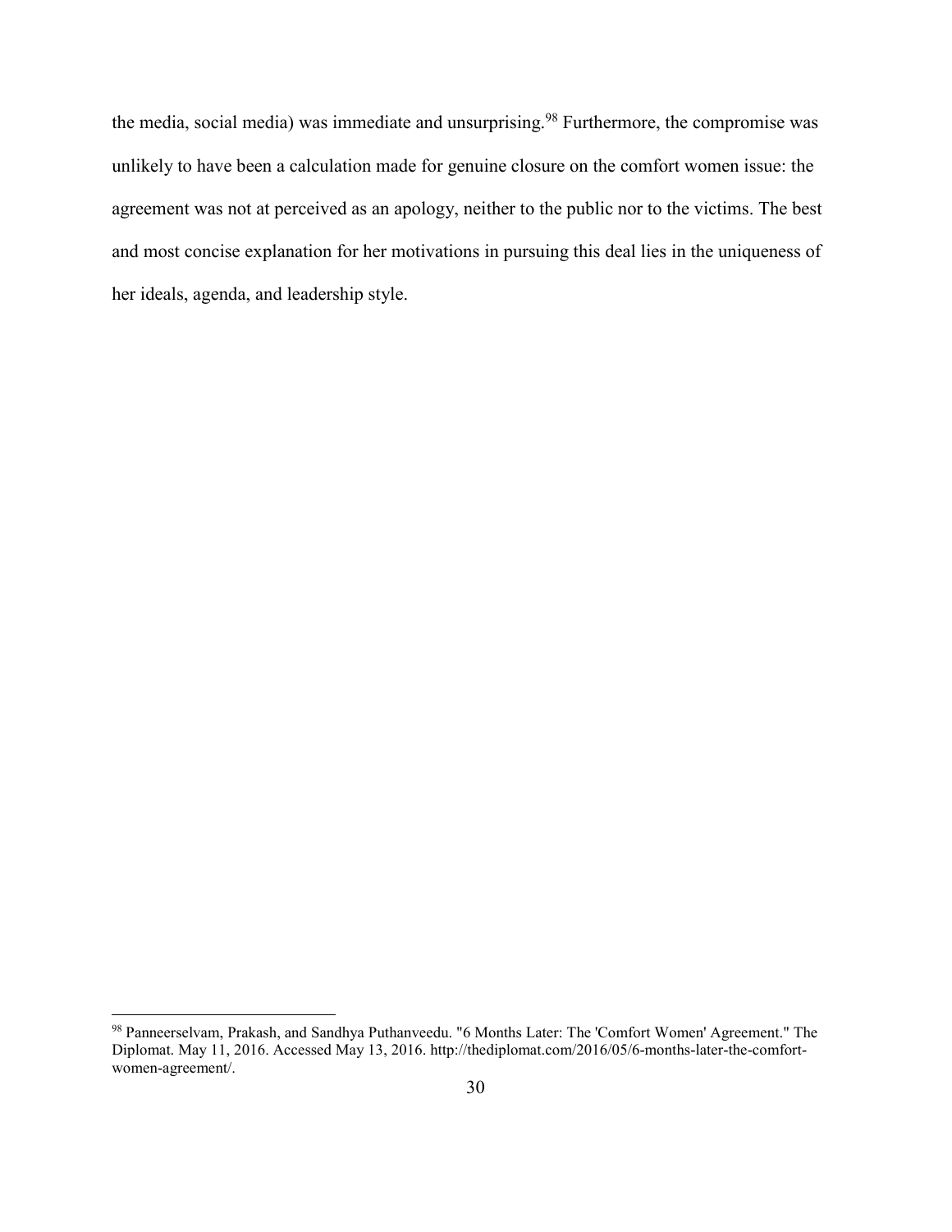the media, social media) was immediate and unsurprising.[98] Furthermore, the compromise was unlikely to have been a calculation made for genuine closure on the comfort women issue: the agreement was not at perceived as an apology, neither to the public nor to the victims. The best and most concise explanation for her motivations in pursuing this deal lies in the uniqueness of her ideals, agenda, and leadership style.

---

[98] Panneerselvam, Prakash, and Sandhya Puthanveedu. "6 Months Later: The 'Comfort Women' Agreement." The Diplomat. May 11, 2016. Accessed May 13, 2016. http://thediplomat.com/2016/05/6-months-later-the-comfort-women-agreement/.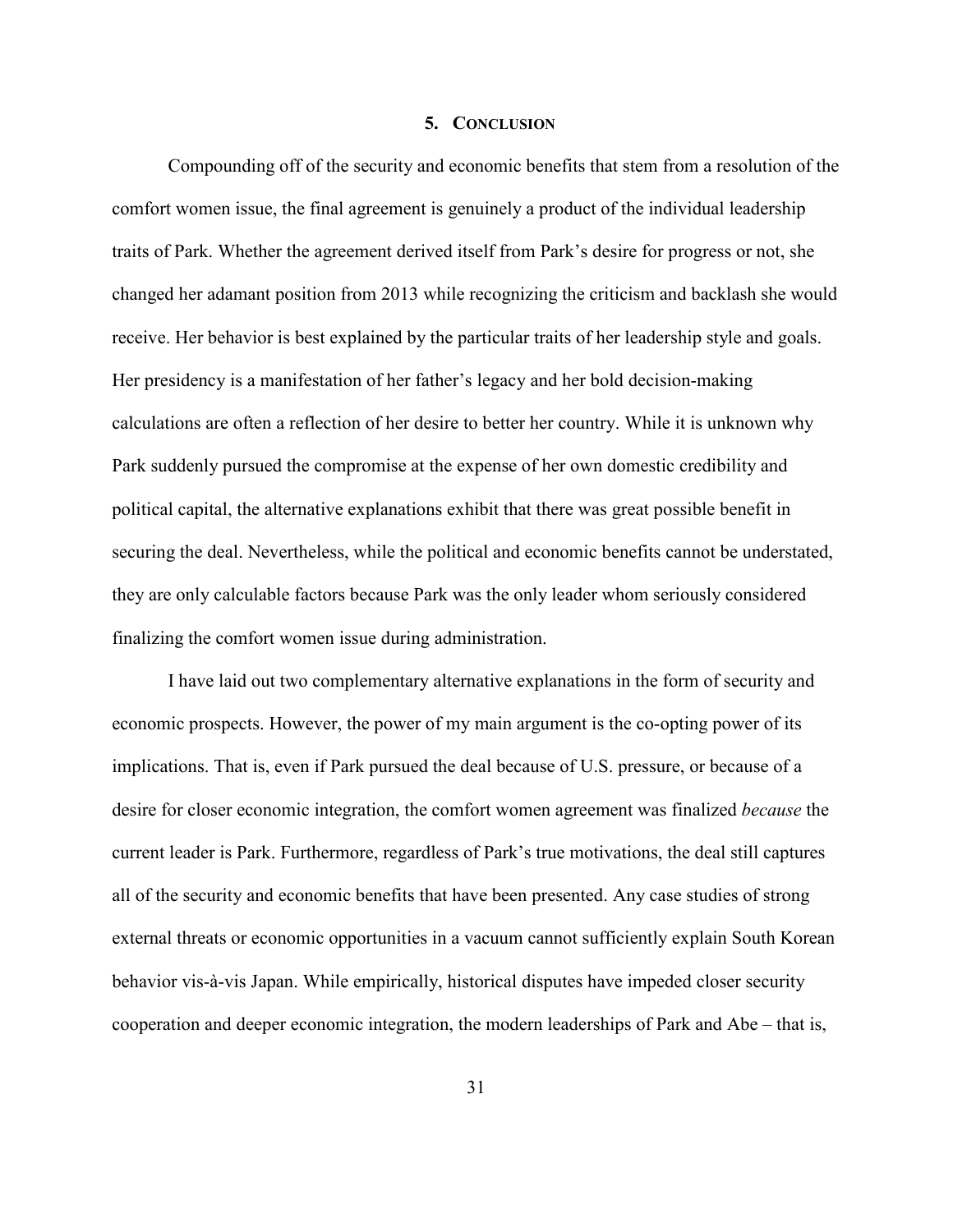## 5. CONCLUSION

Compounding off of the security and economic benefits that stem from a resolution of the comfort women issue, the final agreement is genuinely a product of the individual leadership traits of Park. Whether the agreement derived itself from Park's desire for progress or not, she changed her adamant position from 2013 while recognizing the criticism and backlash she would receive. Her behavior is best explained by the particular traits of her leadership style and goals. Her presidency is a manifestation of her father's legacy and her bold decision-making calculations are often a reflection of her desire to better her country. While it is unknown why Park suddenly pursued the compromise at the expense of her own domestic credibility and political capital, the alternative explanations exhibit that there was great possible benefit in securing the deal. Nevertheless, while the political and economic benefits cannot be understated, they are only calculable factors because Park was the only leader whom seriously considered finalizing the comfort women issue during administration.

I have laid out two complementary alternative explanations in the form of security and economic prospects. However, the power of my main argument is the co-opting power of its implications. That is, even if Park pursued the deal because of U.S. pressure, or because of a desire for closer economic integration, the comfort women agreement was finalized *because* the current leader is Park. Furthermore, regardless of Park's true motivations, the deal still captures all of the security and economic benefits that have been presented. Any case studies of strong external threats or economic opportunities in a vacuum cannot sufficiently explain South Korean behavior vis-à-vis Japan. While empirically, historical disputes have impeded closer security cooperation and deeper economic integration, the modern leaderships of Park and Abe – that is,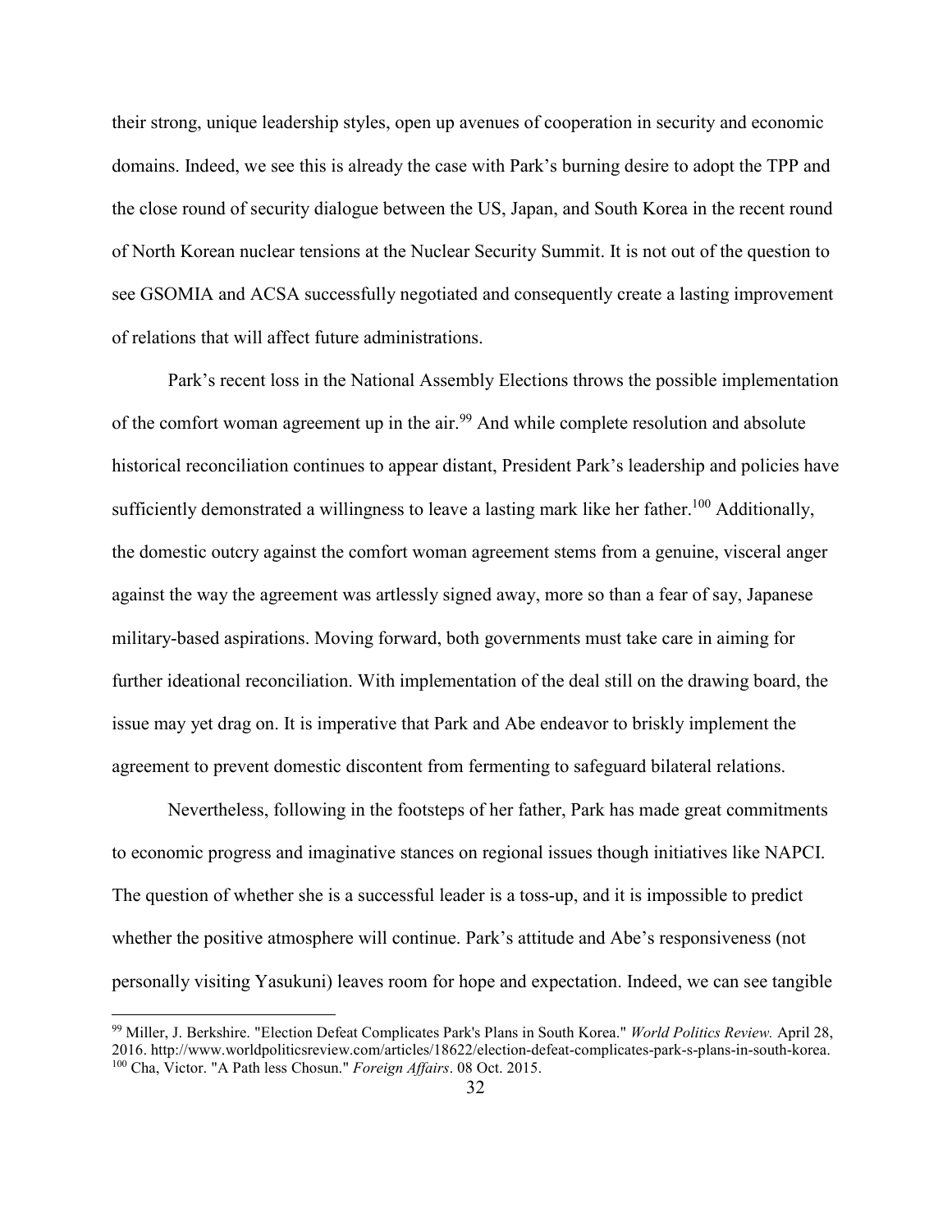their strong, unique leadership styles, open up avenues of cooperation in security and economic domains. Indeed, we see this is already the case with Park's burning desire to adopt the TPP and the close round of security dialogue between the US, Japan, and South Korea in the recent round of North Korean nuclear tensions at the Nuclear Security Summit. It is not out of the question to see GSOMIA and ACSA successfully negotiated and consequently create a lasting improvement of relations that will affect future administrations.

Park's recent loss in the National Assembly Elections throws the possible implementation of the comfort woman agreement up in the air.[99] And while complete resolution and absolute historical reconciliation continues to appear distant, President Park's leadership and policies have sufficiently demonstrated a willingness to leave a lasting mark like her father.[100] Additionally, the domestic outcry against the comfort woman agreement stems from a genuine, visceral anger against the way the agreement was artlessly signed away, more so than a fear of say, Japanese military-based aspirations. Moving forward, both governments must take care in aiming for further ideational reconciliation. With implementation of the deal still on the drawing board, the issue may yet drag on. It is imperative that Park and Abe endeavor to briskly implement the agreement to prevent domestic discontent from fermenting to safeguard bilateral relations.

Nevertheless, following in the footsteps of her father, Park has made great commitments to economic progress and imaginative stances on regional issues though initiatives like NAPCI. The question of whether she is a successful leader is a toss-up, and it is impossible to predict whether the positive atmosphere will continue. Park's attitude and Abe's responsiveness (not personally visiting Yasukuni) leaves room for hope and expectation. Indeed, we can see tangible

---

[99] Miller, J. Berkshire. "Election Defeat Complicates Park's Plans in South Korea." *World Politics Review.* April 28, 2016. http://www.worldpoliticsreview.com/articles/18622/election-defeat-complicates-park-s-plans-in-south-korea.

[100] Cha, Victor. "A Path less Chosun." *Foreign Affairs*. 08 Oct. 2015.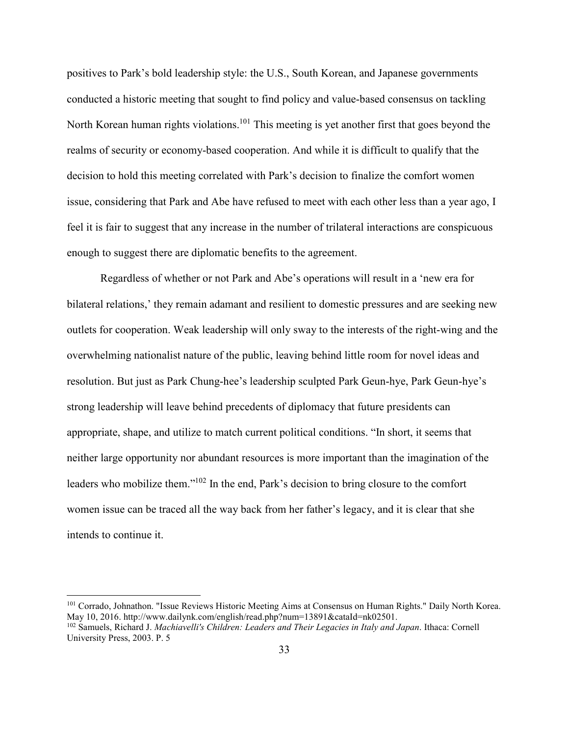positives to Park's bold leadership style: the U.S., South Korean, and Japanese governments conducted a historic meeting that sought to find policy and value-based consensus on tackling North Korean human rights violations.[101] This meeting is yet another first that goes beyond the realms of security or economy-based cooperation. And while it is difficult to qualify that the decision to hold this meeting correlated with Park's decision to finalize the comfort women issue, considering that Park and Abe have refused to meet with each other less than a year ago, I feel it is fair to suggest that any increase in the number of trilateral interactions are conspicuous enough to suggest there are diplomatic benefits to the agreement.

Regardless of whether or not Park and Abe's operations will result in a 'new era for bilateral relations,' they remain adamant and resilient to domestic pressures and are seeking new outlets for cooperation. Weak leadership will only sway to the interests of the right-wing and the overwhelming nationalist nature of the public, leaving behind little room for novel ideas and resolution. But just as Park Chung-hee's leadership sculpted Park Geun-hye, Park Geun-hye's strong leadership will leave behind precedents of diplomacy that future presidents can appropriate, shape, and utilize to match current political conditions. "In short, it seems that neither large opportunity nor abundant resources is more important than the imagination of the leaders who mobilize them."[102] In the end, Park's decision to bring closure to the comfort women issue can be traced all the way back from her father's legacy, and it is clear that she intends to continue it.

---

[101] Corrado, Johnathon. "Issue Reviews Historic Meeting Aims at Consensus on Human Rights." Daily North Korea. May 10, 2016. http://www.dailynk.com/english/read.php?num=13891&cataId=nk02501.

[102] Samuels, Richard J. *Machiavelli's Children: Leaders and Their Legacies in Italy and Japan*. Ithaca: Cornell University Press, 2003. P. 5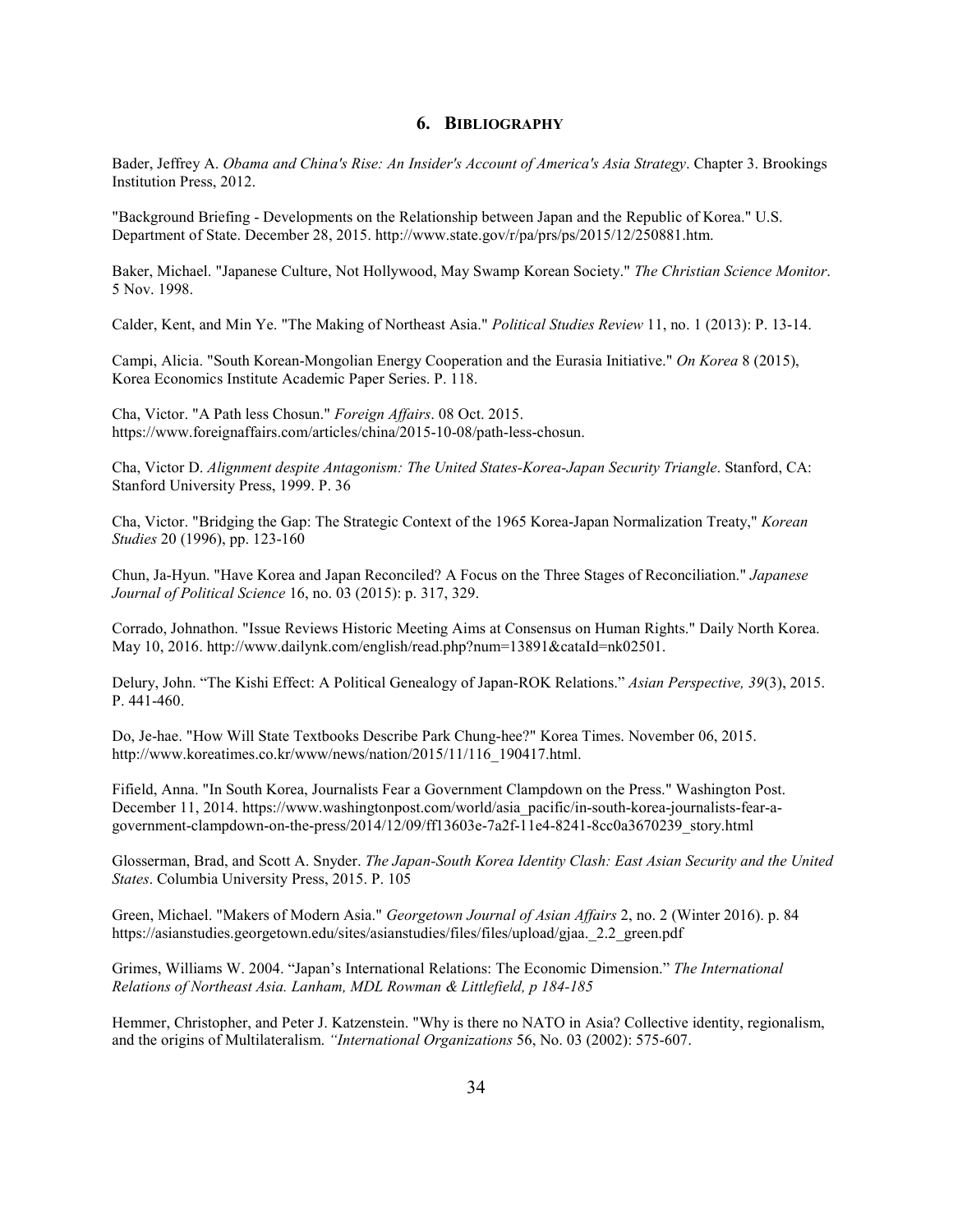## 6. Bibliography

Bader, Jeffrey A. *Obama and China's Rise: An Insider's Account of America's Asia Strategy*. Chapter 3. Brookings Institution Press, 2012.

"Background Briefing - Developments on the Relationship between Japan and the Republic of Korea." U.S. Department of State. December 28, 2015. http://www.state.gov/r/pa/prs/ps/2015/12/250881.htm.

Baker, Michael. "Japanese Culture, Not Hollywood, May Swamp Korean Society." *The Christian Science Monitor*. 5 Nov. 1998.

Calder, Kent, and Min Ye. "The Making of Northeast Asia." *Political Studies Review* 11, no. 1 (2013): P. 13-14.

Campi, Alicia. "South Korean-Mongolian Energy Cooperation and the Eurasia Initiative." *On Korea* 8 (2015), Korea Economics Institute Academic Paper Series. P. 118.

Cha, Victor. "A Path less Chosun." *Foreign Affairs*. 08 Oct. 2015. https://www.foreignaffairs.com/articles/china/2015-10-08/path-less-chosun.

Cha, Victor D. *Alignment despite Antagonism: The United States-Korea-Japan Security Triangle*. Stanford, CA: Stanford University Press, 1999. P. 36

Cha, Victor. "Bridging the Gap: The Strategic Context of the 1965 Korea-Japan Normalization Treaty," *Korean Studies* 20 (1996), pp. 123-160

Chun, Ja-Hyun. "Have Korea and Japan Reconciled? A Focus on the Three Stages of Reconciliation." *Japanese Journal of Political Science* 16, no. 03 (2015): p. 317, 329.

Corrado, Johnathon. "Issue Reviews Historic Meeting Aims at Consensus on Human Rights." Daily North Korea. May 10, 2016. http://www.dailynk.com/english/read.php?num=13891&cataId=nk02501.

Delury, John. "The Kishi Effect: A Political Genealogy of Japan-ROK Relations." *Asian Perspective, 39*(3), 2015. P. 441-460.

Do, Je-hae. "How Will State Textbooks Describe Park Chung-hee?" Korea Times. November 06, 2015. http://www.koreatimes.co.kr/www/news/nation/2015/11/116_190417.html.

Fifield, Anna. "In South Korea, Journalists Fear a Government Clampdown on the Press." Washington Post. December 11, 2014. https://www.washingtonpost.com/world/asia_pacific/in-south-korea-journalists-fear-a-government-clampdown-on-the-press/2014/12/09/ff13603e-7a2f-11e4-8241-8cc0a3670239_story.html

Glosserman, Brad, and Scott A. Snyder. *The Japan-South Korea Identity Clash: East Asian Security and the United States*. Columbia University Press, 2015. P. 105

Green, Michael. "Makers of Modern Asia." *Georgetown Journal of Asian Affairs* 2, no. 2 (Winter 2016). p. 84 https://asianstudies.georgetown.edu/sites/asianstudies/files/files/upload/gjaa._2.2_green.pdf

Grimes, Williams W. 2004. "Japan's International Relations: The Economic Dimension." *The International Relations of Northeast Asia. Lanham, MDL Rowman & Littlefield, p 184-185*

Hemmer, Christopher, and Peter J. Katzenstein. "Why is there no NATO in Asia? Collective identity, regionalism, and the origins of Multilateralism. *"International Organizations* 56, No. 03 (2002): 575-607.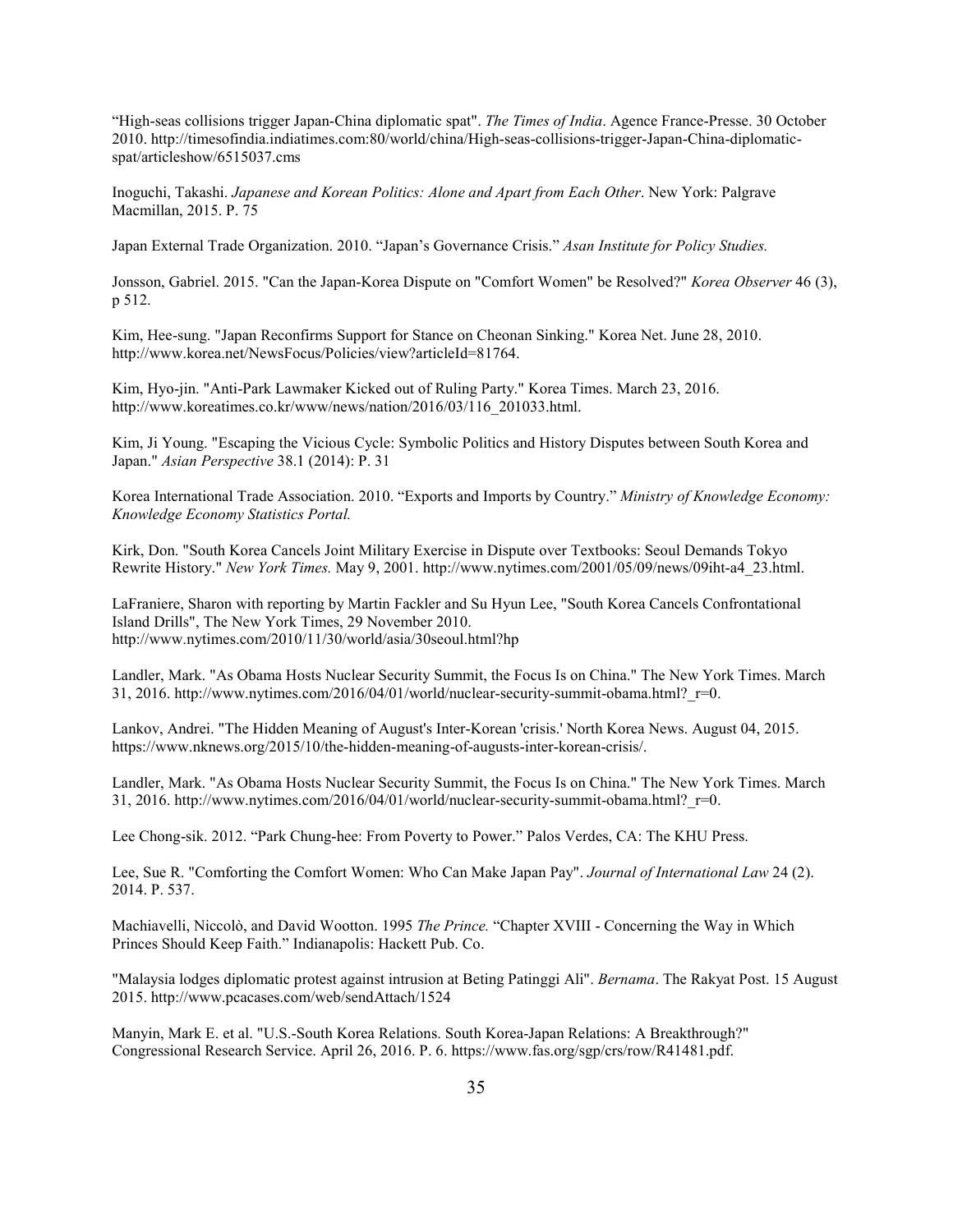"High-seas collisions trigger Japan-China diplomatic spat". *The Times of India*. Agence France-Presse. 30 October 2010. http://timesofindia.indiatimes.com:80/world/china/High-seas-collisions-trigger-Japan-China-diplomatic-spat/articleshow/6515037.cms

Inoguchi, Takashi. *Japanese and Korean Politics: Alone and Apart from Each Other*. New York: Palgrave Macmillan, 2015. P. 75

Japan External Trade Organization. 2010. "Japan's Governance Crisis." *Asan Institute for Policy Studies.*

Jonsson, Gabriel. 2015. "Can the Japan-Korea Dispute on "Comfort Women" be Resolved?" *Korea Observer* 46 (3), p 512.

Kim, Hee-sung. "Japan Reconfirms Support for Stance on Cheonan Sinking." Korea Net. June 28, 2010. http://www.korea.net/NewsFocus/Policies/view?articleId=81764.

Kim, Hyo-jin. "Anti-Park Lawmaker Kicked out of Ruling Party." Korea Times. March 23, 2016. http://www.koreatimes.co.kr/www/news/nation/2016/03/116_201033.html.

Kim, Ji Young. "Escaping the Vicious Cycle: Symbolic Politics and History Disputes between South Korea and Japan." *Asian Perspective* 38.1 (2014): P. 31

Korea International Trade Association. 2010. "Exports and Imports by Country." *Ministry of Knowledge Economy: Knowledge Economy Statistics Portal.*

Kirk, Don. "South Korea Cancels Joint Military Exercise in Dispute over Textbooks: Seoul Demands Tokyo Rewrite History." *New York Times.* May 9, 2001. http://www.nytimes.com/2001/05/09/news/09iht-a4_23.html.

LaFraniere, Sharon with reporting by Martin Fackler and Su Hyun Lee, "South Korea Cancels Confrontational Island Drills", The New York Times, 29 November 2010. http://www.nytimes.com/2010/11/30/world/asia/30seoul.html?hp

Landler, Mark. "As Obama Hosts Nuclear Security Summit, the Focus Is on China." The New York Times. March 31, 2016. http://www.nytimes.com/2016/04/01/world/nuclear-security-summit-obama.html?_r=0.

Lankov, Andrei. "The Hidden Meaning of August's Inter-Korean 'crisis.' North Korea News. August 04, 2015. https://www.nknews.org/2015/10/the-hidden-meaning-of-augusts-inter-korean-crisis/.

Landler, Mark. "As Obama Hosts Nuclear Security Summit, the Focus Is on China." The New York Times. March 31, 2016. http://www.nytimes.com/2016/04/01/world/nuclear-security-summit-obama.html?_r=0.

Lee Chong-sik. 2012. "Park Chung-hee: From Poverty to Power." Palos Verdes, CA: The KHU Press.

Lee, Sue R. "Comforting the Comfort Women: Who Can Make Japan Pay". *Journal of International Law* 24 (2). 2014. P. 537.

Machiavelli, Niccolò, and David Wootton. 1995 *The Prince.* "Chapter XVIII - Concerning the Way in Which Princes Should Keep Faith." Indianapolis: Hackett Pub. Co.

"Malaysia lodges diplomatic protest against intrusion at Beting Patinggi Ali". *Bernama*. The Rakyat Post. 15 August 2015. http://www.pcacases.com/web/sendAttach/1524

Manyin, Mark E. et al. "U.S.-South Korea Relations. South Korea-Japan Relations: A Breakthrough?" Congressional Research Service. April 26, 2016. P. 6. https://www.fas.org/sgp/crs/row/R41481.pdf.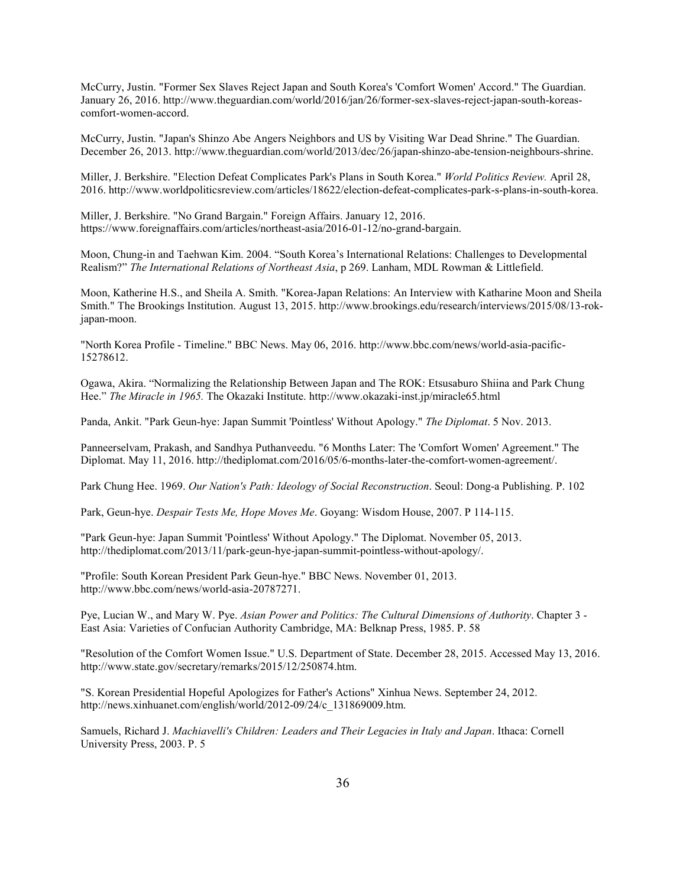McCurry, Justin. "Former Sex Slaves Reject Japan and South Korea's 'Comfort Women' Accord." The Guardian. January 26, 2016. http://www.theguardian.com/world/2016/jan/26/former-sex-slaves-reject-japan-south-koreas-comfort-women-accord.

McCurry, Justin. "Japan's Shinzo Abe Angers Neighbors and US by Visiting War Dead Shrine." The Guardian. December 26, 2013. http://www.theguardian.com/world/2013/dec/26/japan-shinzo-abe-tension-neighbours-shrine.

Miller, J. Berkshire. "Election Defeat Complicates Park's Plans in South Korea." *World Politics Review.* April 28, 2016. http://www.worldpoliticsreview.com/articles/18622/election-defeat-complicates-park-s-plans-in-south-korea.

Miller, J. Berkshire. "No Grand Bargain." Foreign Affairs. January 12, 2016. https://www.foreignaffairs.com/articles/northeast-asia/2016-01-12/no-grand-bargain.

Moon, Chung-in and Taehwan Kim. 2004. "South Korea's International Relations: Challenges to Developmental Realism?" *The International Relations of Northeast Asia*, p 269. Lanham, MDL Rowman & Littlefield.

Moon, Katherine H.S., and Sheila A. Smith. "Korea-Japan Relations: An Interview with Katharine Moon and Sheila Smith." The Brookings Institution. August 13, 2015. http://www.brookings.edu/research/interviews/2015/08/13-rok-japan-moon.

"North Korea Profile - Timeline." BBC News. May 06, 2016. http://www.bbc.com/news/world-asia-pacific-15278612.

Ogawa, Akira. "Normalizing the Relationship Between Japan and The ROK: Etsusaburo Shiina and Park Chung Hee." *The Miracle in 1965.* The Okazaki Institute. http://www.okazaki-inst.jp/miracle65.html

Panda, Ankit. "Park Geun-hye: Japan Summit 'Pointless' Without Apology." *The Diplomat*. 5 Nov. 2013.

Panneerselvam, Prakash, and Sandhya Puthanveedu. "6 Months Later: The 'Comfort Women' Agreement." The Diplomat. May 11, 2016. http://thediplomat.com/2016/05/6-months-later-the-comfort-women-agreement/.

Park Chung Hee. 1969. *Our Nation's Path: Ideology of Social Reconstruction*. Seoul: Dong-a Publishing. P. 102

Park, Geun-hye. *Despair Tests Me, Hope Moves Me*. Goyang: Wisdom House, 2007. P 114-115.

"Park Geun-hye: Japan Summit 'Pointless' Without Apology." The Diplomat. November 05, 2013. http://thediplomat.com/2013/11/park-geun-hye-japan-summit-pointless-without-apology/.

"Profile: South Korean President Park Geun-hye." BBC News. November 01, 2013. http://www.bbc.com/news/world-asia-20787271.

Pye, Lucian W., and Mary W. Pye. *Asian Power and Politics: The Cultural Dimensions of Authority*. Chapter 3 - East Asia: Varieties of Confucian Authority Cambridge, MA: Belknap Press, 1985. P. 58

"Resolution of the Comfort Women Issue." U.S. Department of State. December 28, 2015. Accessed May 13, 2016. http://www.state.gov/secretary/remarks/2015/12/250874.htm.

"S. Korean Presidential Hopeful Apologizes for Father's Actions" Xinhua News. September 24, 2012. http://news.xinhuanet.com/english/world/2012-09/24/c_131869009.htm.

Samuels, Richard J. *Machiavelli's Children: Leaders and Their Legacies in Italy and Japan*. Ithaca: Cornell University Press, 2003. P. 5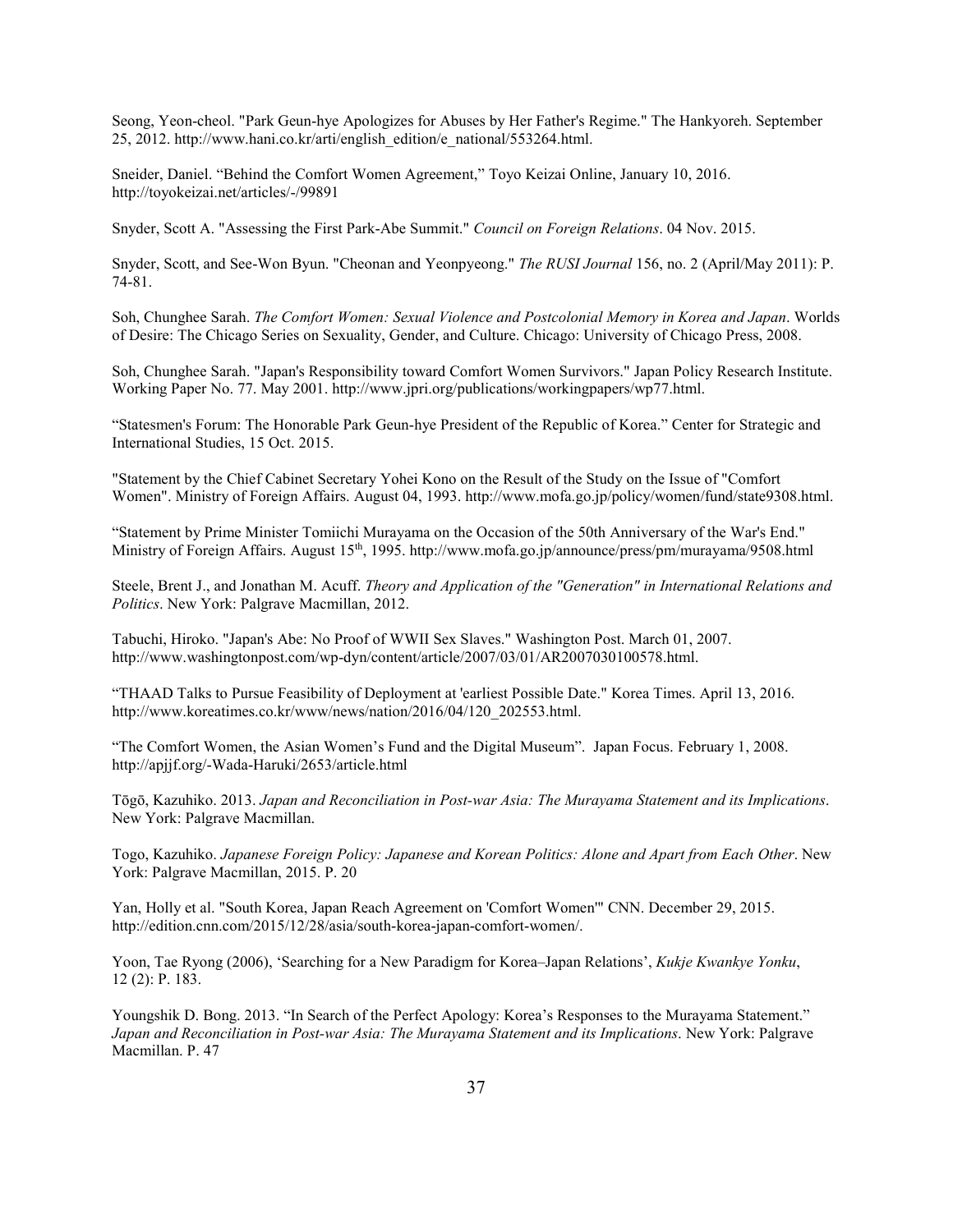Seong, Yeon-cheol. "Park Geun-hye Apologizes for Abuses by Her Father's Regime." The Hankyoreh. September 25, 2012. http://www.hani.co.kr/arti/english_edition/e_national/553264.html.

Sneider, Daniel. "Behind the Comfort Women Agreement," Toyo Keizai Online, January 10, 2016. http://toyokeizai.net/articles/-/99891

Snyder, Scott A. "Assessing the First Park-Abe Summit." *Council on Foreign Relations*. 04 Nov. 2015.

Snyder, Scott, and See-Won Byun. "Cheonan and Yeonpyeong." *The RUSI Journal* 156, no. 2 (April/May 2011): P. 74-81.

Soh, Chunghee Sarah. *The Comfort Women: Sexual Violence and Postcolonial Memory in Korea and Japan*. Worlds of Desire: The Chicago Series on Sexuality, Gender, and Culture. Chicago: University of Chicago Press, 2008.

Soh, Chunghee Sarah. "Japan's Responsibility toward Comfort Women Survivors." Japan Policy Research Institute. Working Paper No. 77. May 2001. http://www.jpri.org/publications/workingpapers/wp77.html.

"Statesmen's Forum: The Honorable Park Geun-hye President of the Republic of Korea." Center for Strategic and International Studies, 15 Oct. 2015.

"Statement by the Chief Cabinet Secretary Yohei Kono on the Result of the Study on the Issue of "Comfort Women". Ministry of Foreign Affairs. August 04, 1993. http://www.mofa.go.jp/policy/women/fund/state9308.html.

"Statement by Prime Minister Tomiichi Murayama on the Occasion of the 50th Anniversary of the War's End." Ministry of Foreign Affairs. August 15th, 1995. http://www.mofa.go.jp/announce/press/pm/murayama/9508.html

Steele, Brent J., and Jonathan M. Acuff. *Theory and Application of the "Generation" in International Relations and Politics*. New York: Palgrave Macmillan, 2012.

Tabuchi, Hiroko. "Japan's Abe: No Proof of WWII Sex Slaves." Washington Post. March 01, 2007. http://www.washingtonpost.com/wp-dyn/content/article/2007/03/01/AR2007030100578.html.

"THAAD Talks to Pursue Feasibility of Deployment at 'earliest Possible Date." Korea Times. April 13, 2016. http://www.koreatimes.co.kr/www/news/nation/2016/04/120_202553.html.

"The Comfort Women, the Asian Women's Fund and the Digital Museum". Japan Focus. February 1, 2008. http://apjjf.org/-Wada-Haruki/2653/article.html

Tōgō, Kazuhiko. 2013. *Japan and Reconciliation in Post-war Asia: The Murayama Statement and its Implications*. New York: Palgrave Macmillan.

Togo, Kazuhiko. *Japanese Foreign Policy: Japanese and Korean Politics: Alone and Apart from Each Other*. New York: Palgrave Macmillan, 2015. P. 20

Yan, Holly et al. "South Korea, Japan Reach Agreement on 'Comfort Women'" CNN. December 29, 2015. http://edition.cnn.com/2015/12/28/asia/south-korea-japan-comfort-women/.

Yoon, Tae Ryong (2006), 'Searching for a New Paradigm for Korea–Japan Relations', *Kukje Kwankye Yonku*, 12 (2): P. 183.

Youngshik D. Bong. 2013. "In Search of the Perfect Apology: Korea's Responses to the Murayama Statement." *Japan and Reconciliation in Post-war Asia: The Murayama Statement and its Implications*. New York: Palgrave Macmillan. P. 47